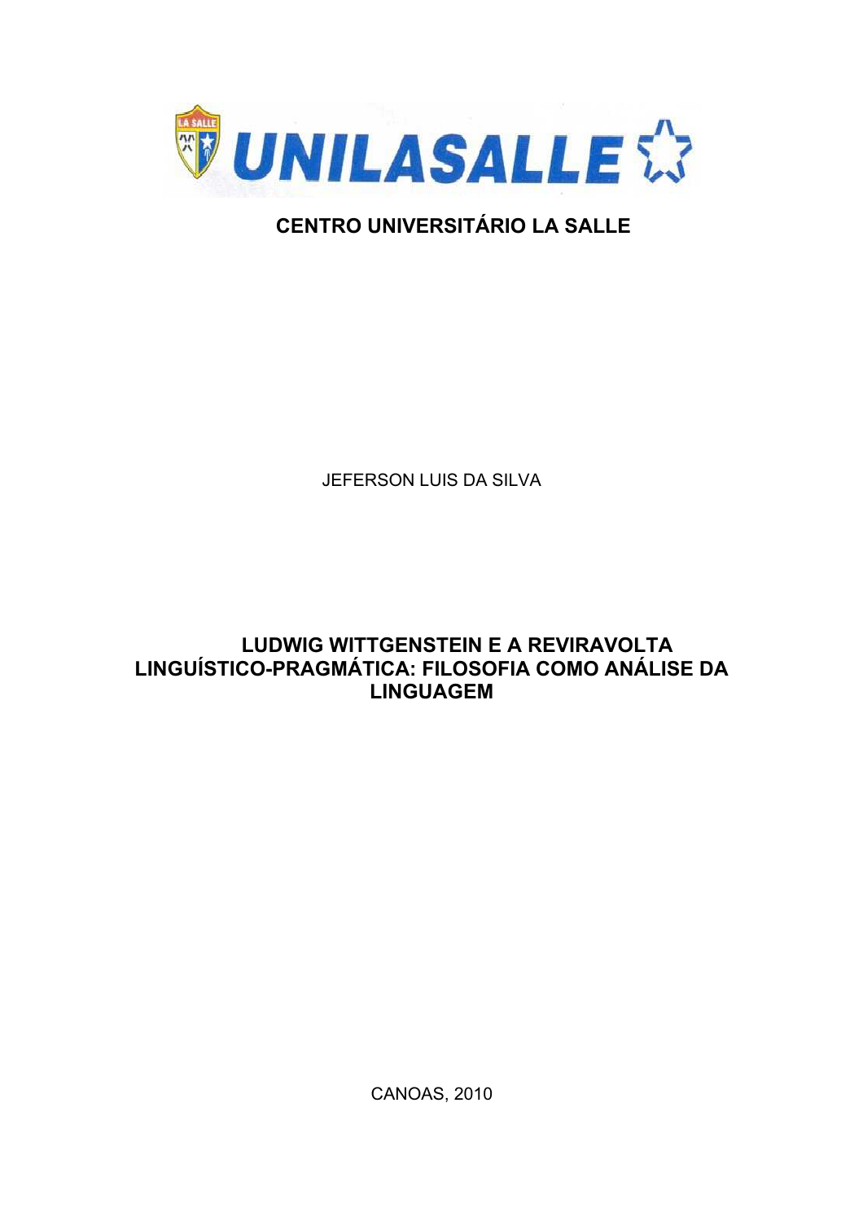UNILASALLE

**CENTRO UNIVERSITÁRIO LA SALLE**

JEFERSON LUIS DA SILVA

# LUDWIG WITTGENSTEIN E A REVIRAVOLTA LINGUÍSTICO-PRAGMÁTICA: FILOSOFIA COMO ANÁLISE DA LINGUAGEM

CANOAS, 2010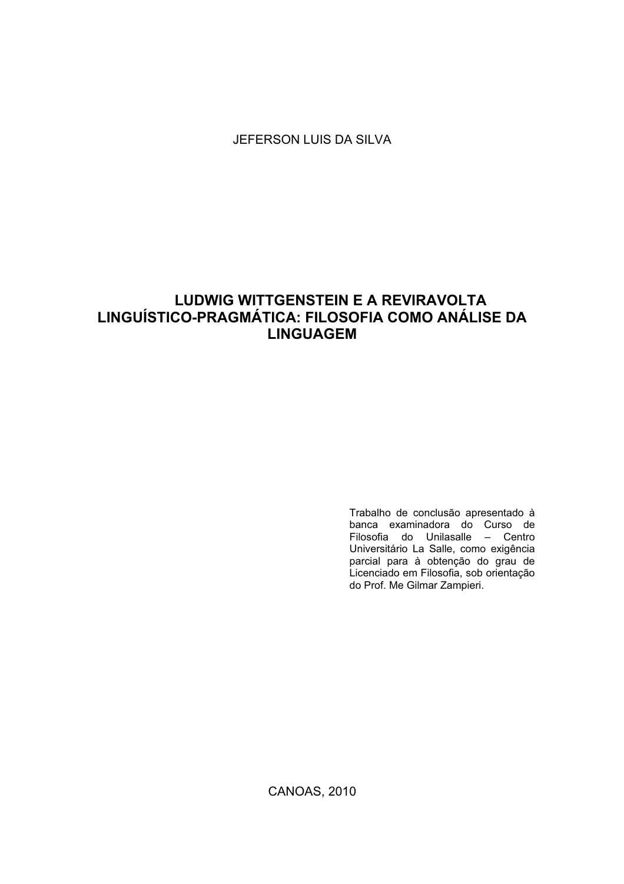JEFERSON LUIS DA SILVA

# LUDWIG WITTGENSTEIN E A REVIRAVOLTA LINGUÍSTICO-PRAGMÁTICA: FILOSOFIA COMO ANÁLISE DA LINGUAGEM

Trabalho de conclusão apresentado à banca examinadora do Curso de Filosofia do Unilasalle – Centro Universitário La Salle, como exigência parcial para à obtenção do grau de Licenciado em Filosofia, sob orientação do Prof. Me Gilmar Zampieri.

CANOAS, 2010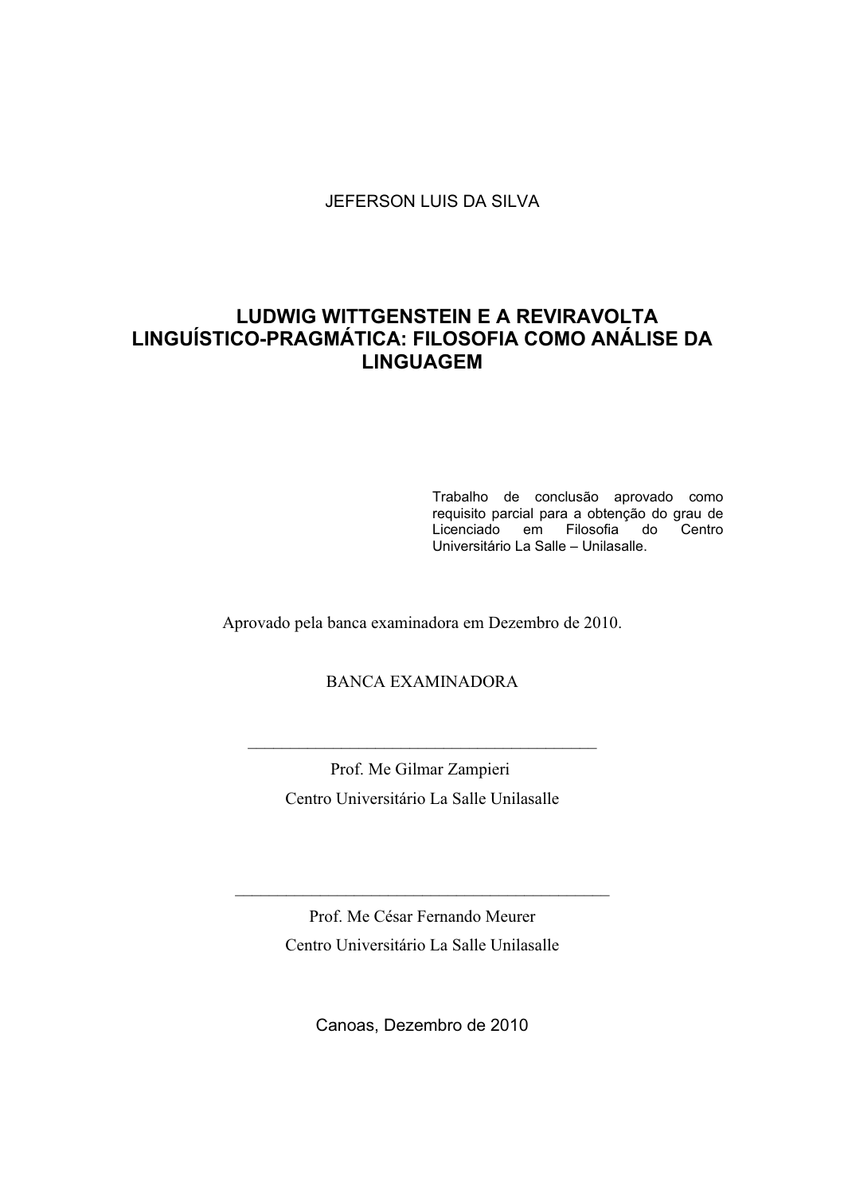JEFERSON LUIS DA SILVA

# LUDWIG WITTGENSTEIN E A REVIRAVOLTA LINGUÍSTICO-PRAGMÁTICA: FILOSOFIA COMO ANÁLISE DA LINGUAGEM

Trabalho de conclusão aprovado como requisito parcial para a obtenção do grau de Licenciado em Filosofia do Centro Universitário La Salle – Unilasalle.

Aprovado pela banca examinadora em Dezembro de 2010.

BANCA EXAMINADORA

\_\_\_\_\_\_\_\_\_\_\_\_\_\_\_\_\_\_\_\_\_\_\_\_\_\_\_\_\_\_\_\_\_\_\_\_\_\_\_\_\_\_\_

Prof. Me Gilmar Zampieri

Centro Universitário La Salle Unilasalle

\_\_\_\_\_\_\_\_\_\_\_\_\_\_\_\_\_\_\_\_\_\_\_\_\_\_\_\_\_\_\_\_\_\_\_\_\_\_\_\_\_\_\_

Prof. Me César Fernando Meurer

Centro Universitário La Salle Unilasalle

Canoas, Dezembro de 2010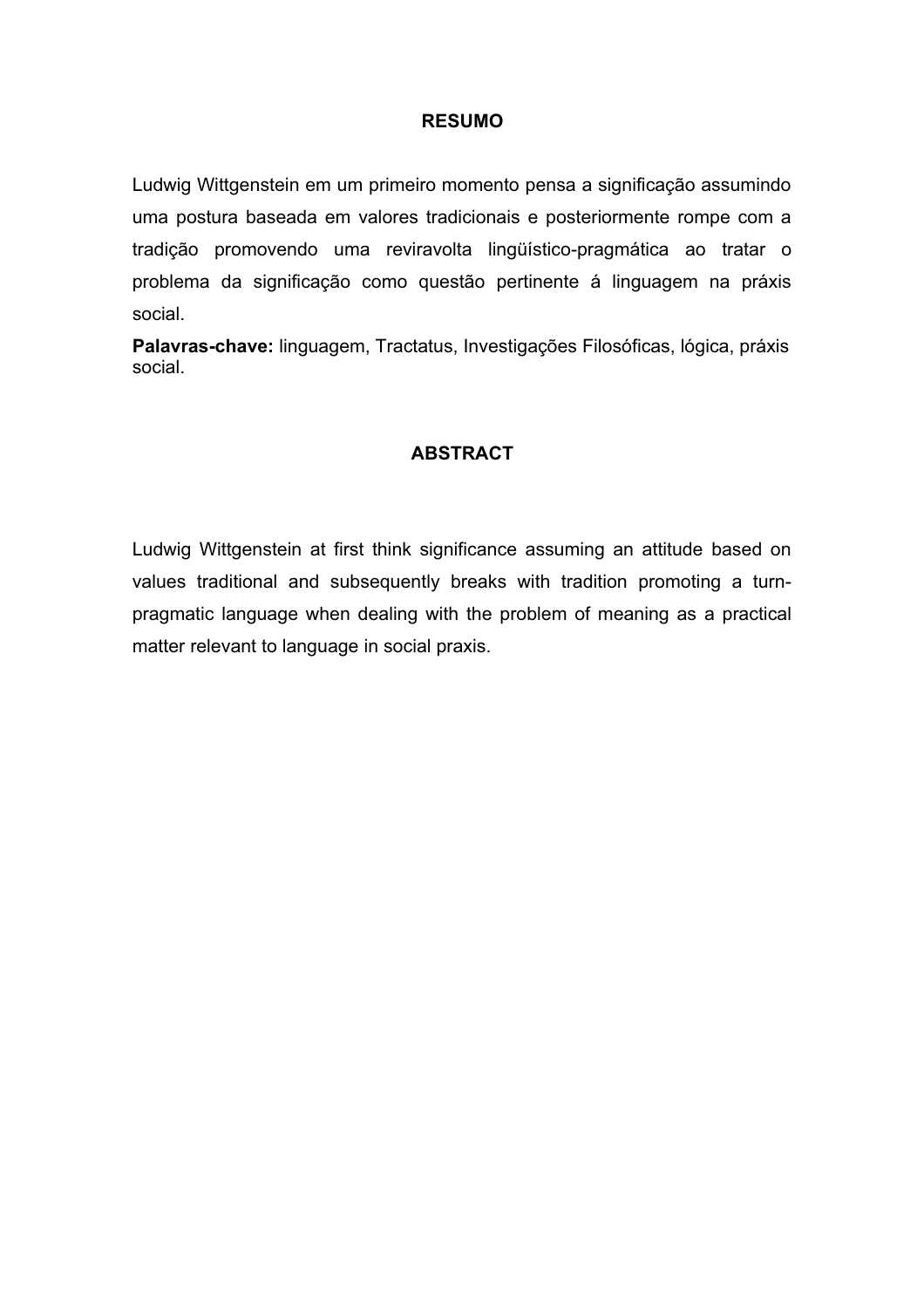## RESUMO

Ludwig Wittgenstein em um primeiro momento pensa a significação assumindo uma postura baseada em valores tradicionais e posteriormente rompe com a tradição promovendo uma reviravolta lingüístico-pragmática ao tratar o problema da significação como questão pertinente á linguagem na práxis social.

**Palavras-chave:** linguagem, Tractatus, Investigações Filosóficas, lógica, práxis social.

## ABSTRACT

Ludwig Wittgenstein at first think significance assuming an attitude based on values traditional and subsequently breaks with tradition promoting a turn-pragmatic language when dealing with the problem of meaning as a practical matter relevant to language in social praxis.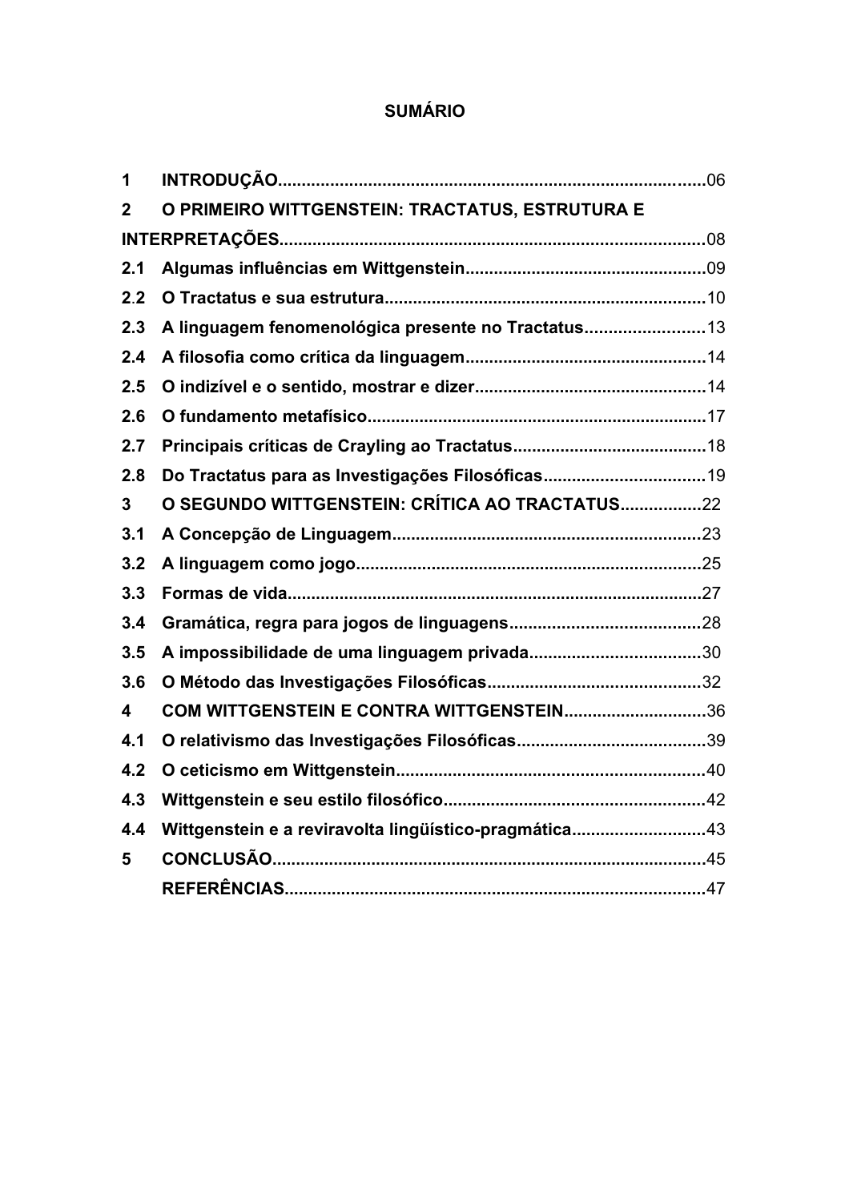**SUMÁRIO**

| | | |
|---|---|---|
| **1** | **INTRODUÇÃO** | 06 |
| **2** | **O PRIMEIRO WITTGENSTEIN: TRACTATUS, ESTRUTURA E INTERPRETAÇÕES** | 08 |
| **2.1** | **Algumas influências em Wittgenstein** | 09 |
| **2.2** | **O Tractatus e sua estrutura** | 10 |
| **2.3** | **A linguagem fenomenológica presente no Tractatus** | 13 |
| **2.4** | **A filosofia como crítica da linguagem** | 14 |
| **2.5** | **O indizível e o sentido, mostrar e dizer** | 14 |
| **2.6** | **O fundamento metafísico** | 17 |
| **2.7** | **Principais críticas de Crayling ao Tractatus** | 18 |
| **2.8** | **Do Tractatus para as Investigações Filosóficas** | 19 |
| **3** | **O SEGUNDO WITTGENSTEIN: CRÍTICA AO TRACTATUS** | 22 |
| **3.1** | **A Concepção de Linguagem** | 23 |
| **3.2** | **A linguagem como jogo** | 25 |
| **3.3** | **Formas de vida** | 27 |
| **3.4** | **Gramática, regra para jogos de linguagens** | 28 |
| **3.5** | **A impossibilidade de uma linguagem privada** | 30 |
| **3.6** | **O Método das Investigações Filosóficas** | 32 |
| **4** | **COM WITTGENSTEIN E CONTRA WITTGENSTEIN** | 36 |
| **4.1** | **O relativismo das Investigações Filosóficas** | 39 |
| **4.2** | **O ceticismo em Wittgenstein** | 40 |
| **4.3** | **Wittgenstein e seu estilo filosófico** | 42 |
| **4.4** | **Wittgenstein e a reviravolta lingüístico-pragmática** | 43 |
| **5** | **CONCLUSÃO** | 45 |
| | **REFERÊNCIAS** | 47 |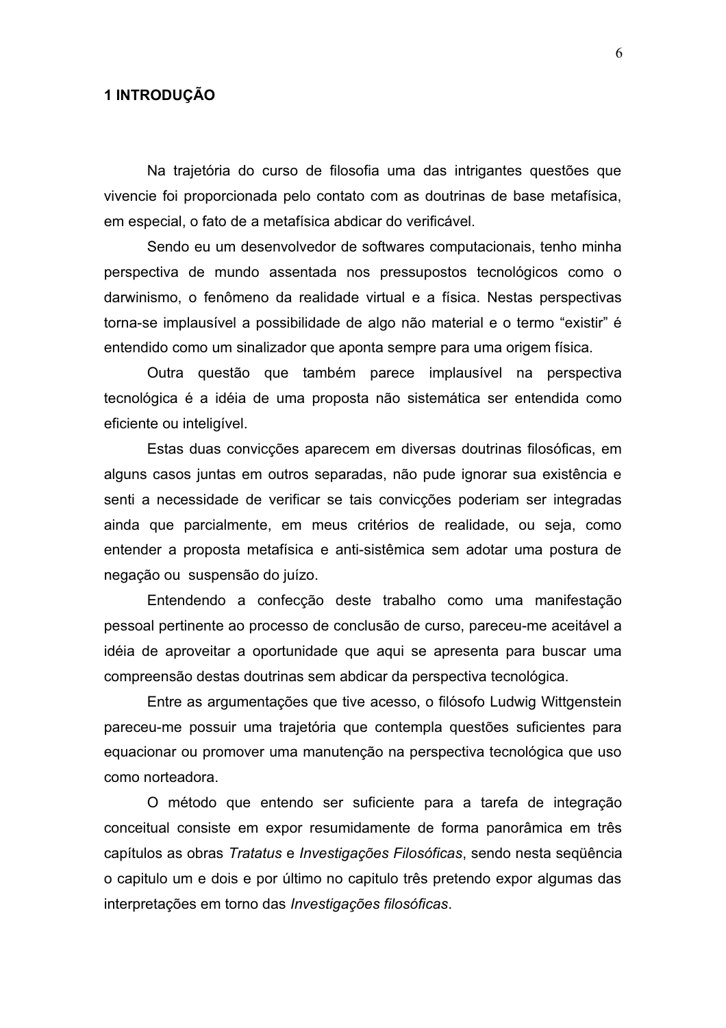# 1 INTRODUÇÃO

Na trajetória do curso de filosofia uma das intrigantes questões que vivencie foi proporcionada pelo contato com as doutrinas de base metafísica, em especial, o fato de a metafísica abdicar do verificável.

Sendo eu um desenvolvedor de softwares computacionais, tenho minha perspectiva de mundo assentada nos pressupostos tecnológicos como o darwinismo, o fenômeno da realidade virtual e a física. Nestas perspectivas torna-se implausível a possibilidade de algo não material e o termo "existir" é entendido como um sinalizador que aponta sempre para uma origem física.

Outra questão que também parece implausível na perspectiva tecnológica é a idéia de uma proposta não sistemática ser entendida como eficiente ou inteligível.

Estas duas convicções aparecem em diversas doutrinas filosóficas, em alguns casos juntas em outros separadas, não pude ignorar sua existência e senti a necessidade de verificar se tais convicções poderiam ser integradas ainda que parcialmente, em meus critérios de realidade, ou seja, como entender a proposta metafísica e anti-sistêmica sem adotar uma postura de negação ou suspensão do juízo.

Entendendo a confecção deste trabalho como uma manifestação pessoal pertinente ao processo de conclusão de curso, pareceu-me aceitável a idéia de aproveitar a oportunidade que aqui se apresenta para buscar uma compreensão destas doutrinas sem abdicar da perspectiva tecnológica.

Entre as argumentações que tive acesso, o filósofo Ludwig Wittgenstein pareceu-me possuir uma trajetória que contempla questões suficientes para equacionar ou promover uma manutenção na perspectiva tecnológica que uso como norteadora.

O método que entendo ser suficiente para a tarefa de integração conceitual consiste em expor resumidamente de forma panorâmica em três capítulos as obras *Tratatus* e *Investigações Filosóficas*, sendo nesta seqüência o capitulo um e dois e por último no capitulo três pretendo expor algumas das interpretações em torno das *Investigações filosóficas*.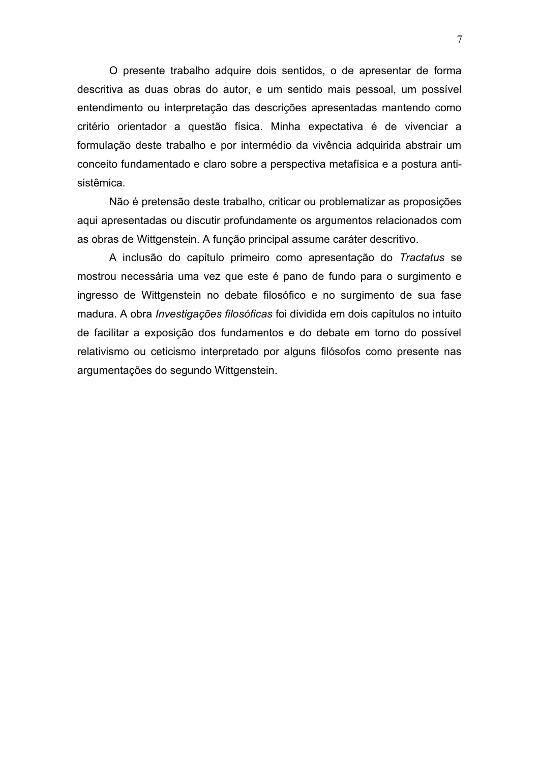O presente trabalho adquire dois sentidos, o de apresentar de forma descritiva as duas obras do autor, e um sentido mais pessoal, um possível entendimento ou interpretação das descrições apresentadas mantendo como critério orientador a questão física. Minha expectativa é de vivenciar a formulação deste trabalho e por intermédio da vivência adquirida abstrair um conceito fundamentado e claro sobre a perspectiva metafísica e a postura anti-sistêmica.

Não é pretensão deste trabalho, criticar ou problematizar as proposições aqui apresentadas ou discutir profundamente os argumentos relacionados com as obras de Wittgenstein. A função principal assume caráter descritivo.

A inclusão do capitulo primeiro como apresentação do *Tractatus* se mostrou necessária uma vez que este é pano de fundo para o surgimento e ingresso de Wittgenstein no debate filosófico e no surgimento de sua fase madura. A obra *Investigações filosóficas* foi dividida em dois capítulos no intuito de facilitar a exposição dos fundamentos e do debate em torno do possível relativismo ou ceticismo interpretado por alguns filósofos como presente nas argumentações do segundo Wittgenstein.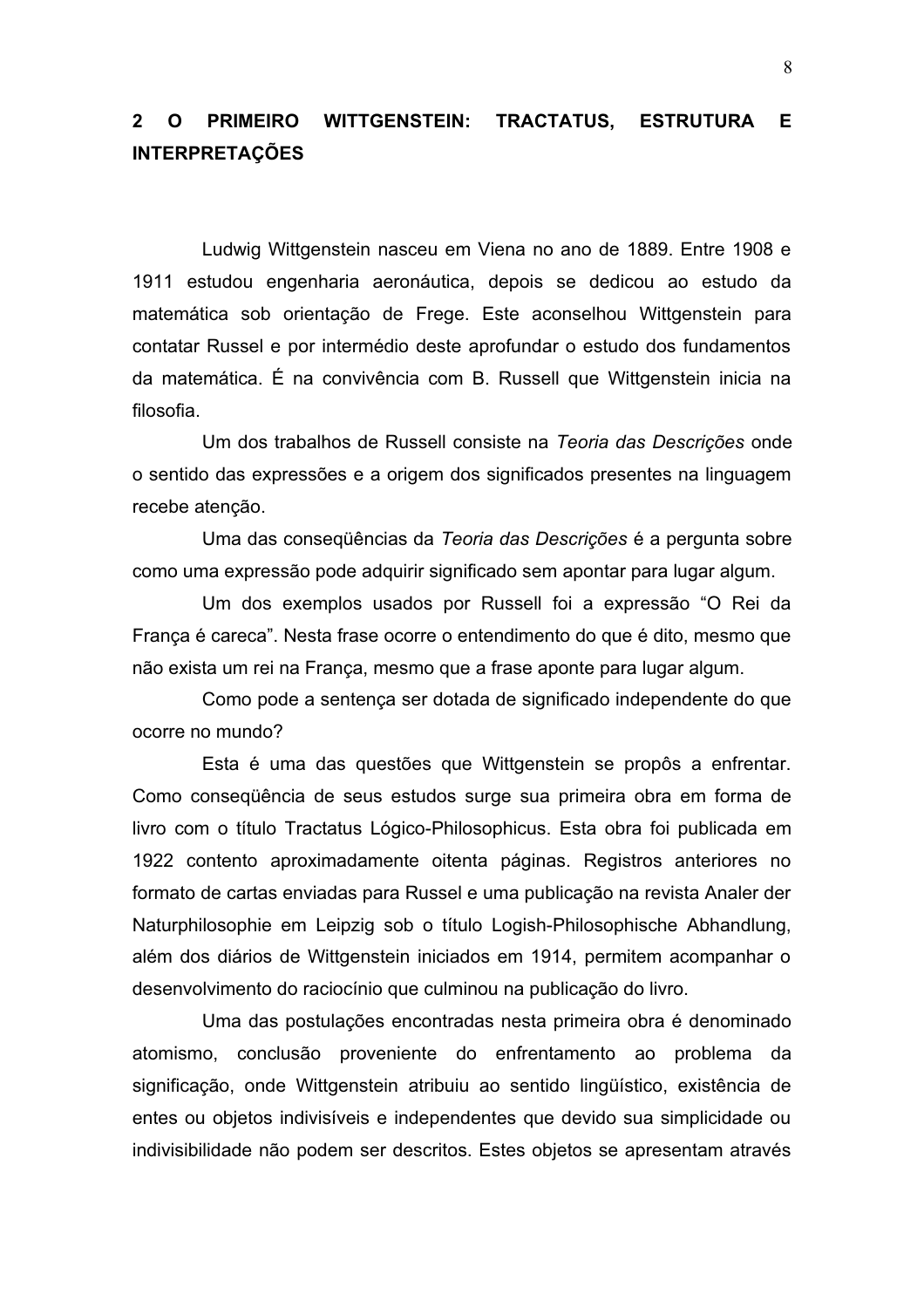## 2 O PRIMEIRO WITTGENSTEIN: TRACTATUS, ESTRUTURA E INTERPRETAÇÕES

Ludwig Wittgenstein nasceu em Viena no ano de 1889. Entre 1908 e 1911 estudou engenharia aeronáutica, depois se dedicou ao estudo da matemática sob orientação de Frege. Este aconselhou Wittgenstein para contatar Russel e por intermédio deste aprofundar o estudo dos fundamentos da matemática. É na convivência com B. Russell que Wittgenstein inicia na filosofia.

Um dos trabalhos de Russell consiste na *Teoria das Descrições* onde o sentido das expressões e a origem dos significados presentes na linguagem recebe atenção.

Uma das conseqüências da *Teoria das Descrições* é a pergunta sobre como uma expressão pode adquirir significado sem apontar para lugar algum.

Um dos exemplos usados por Russell foi a expressão "O Rei da França é careca". Nesta frase ocorre o entendimento do que é dito, mesmo que não exista um rei na França, mesmo que a frase aponte para lugar algum.

Como pode a sentença ser dotada de significado independente do que ocorre no mundo?

Esta é uma das questões que Wittgenstein se propôs a enfrentar. Como conseqüência de seus estudos surge sua primeira obra em forma de livro com o título Tractatus Lógico-Philosophicus. Esta obra foi publicada em 1922 contento aproximadamente oitenta páginas. Registros anteriores no formato de cartas enviadas para Russel e uma publicação na revista Analer der Naturphilosophie em Leipzig sob o título Logish-Philosophische Abhandlung, além dos diários de Wittgenstein iniciados em 1914, permitem acompanhar o desenvolvimento do raciocínio que culminou na publicação do livro.

Uma das postulações encontradas nesta primeira obra é denominado atomismo, conclusão proveniente do enfrentamento ao problema da significação, onde Wittgenstein atribuiu ao sentido lingüístico, existência de entes ou objetos indivisíveis e independentes que devido sua simplicidade ou indivisibilidade não podem ser descritos. Estes objetos se apresentam através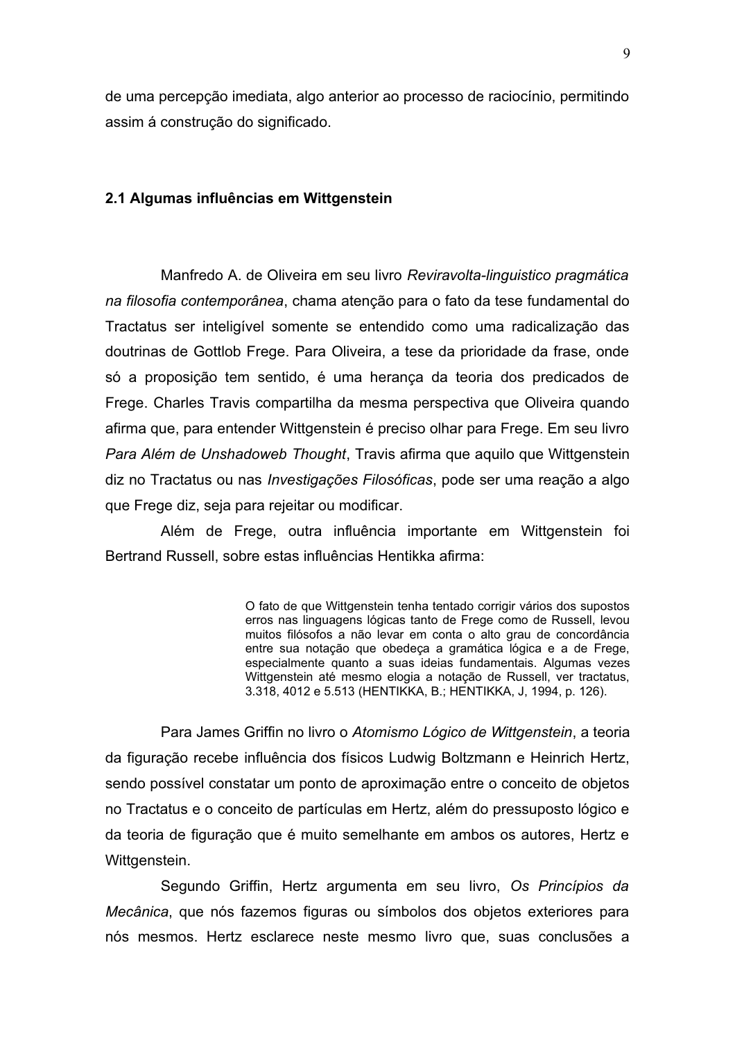de uma percepção imediata, algo anterior ao processo de raciocínio, permitindo assim á construção do significado.

### 2.1 Algumas influências em Wittgenstein

Manfredo A. de Oliveira em seu livro *Reviravolta-linguistico pragmática na filosofia contemporânea*, chama atenção para o fato da tese fundamental do Tractatus ser inteligível somente se entendido como uma radicalização das doutrinas de Gottlob Frege. Para Oliveira, a tese da prioridade da frase, onde só a proposição tem sentido, é uma herança da teoria dos predicados de Frege. Charles Travis compartilha da mesma perspectiva que Oliveira quando afirma que, para entender Wittgenstein é preciso olhar para Frege. Em seu livro *Para Além de Unshadoweb Thought*, Travis afirma que aquilo que Wittgenstein diz no Tractatus ou nas *Investigações Filosóficas*, pode ser uma reação a algo que Frege diz, seja para rejeitar ou modificar.

Além de Frege, outra influência importante em Wittgenstein foi Bertrand Russell, sobre estas influências Hentikka afirma:

> O fato de que Wittgenstein tenha tentado corrigir vários dos supostos erros nas linguagens lógicas tanto de Frege como de Russell, levou muitos filósofos a não levar em conta o alto grau de concordância entre sua notação que obedeça a gramática lógica e a de Frege, especialmente quanto a suas ideias fundamentais. Algumas vezes Wittgenstein até mesmo elogia a notação de Russell, ver tractatus, 3.318, 4012 e 5.513 (HENTIKKA, B.; HENTIKKA, J, 1994, p. 126).

Para James Griffin no livro o *Atomismo Lógico de Wittgenstein*, a teoria da figuração recebe influência dos físicos Ludwig Boltzmann e Heinrich Hertz, sendo possível constatar um ponto de aproximação entre o conceito de objetos no Tractatus e o conceito de partículas em Hertz, além do pressuposto lógico e da teoria de figuração que é muito semelhante em ambos os autores, Hertz e Wittgenstein.

Segundo Griffin, Hertz argumenta em seu livro, *Os Princípios da Mecânica*, que nós fazemos figuras ou símbolos dos objetos exteriores para nós mesmos. Hertz esclarece neste mesmo livro que, suas conclusões a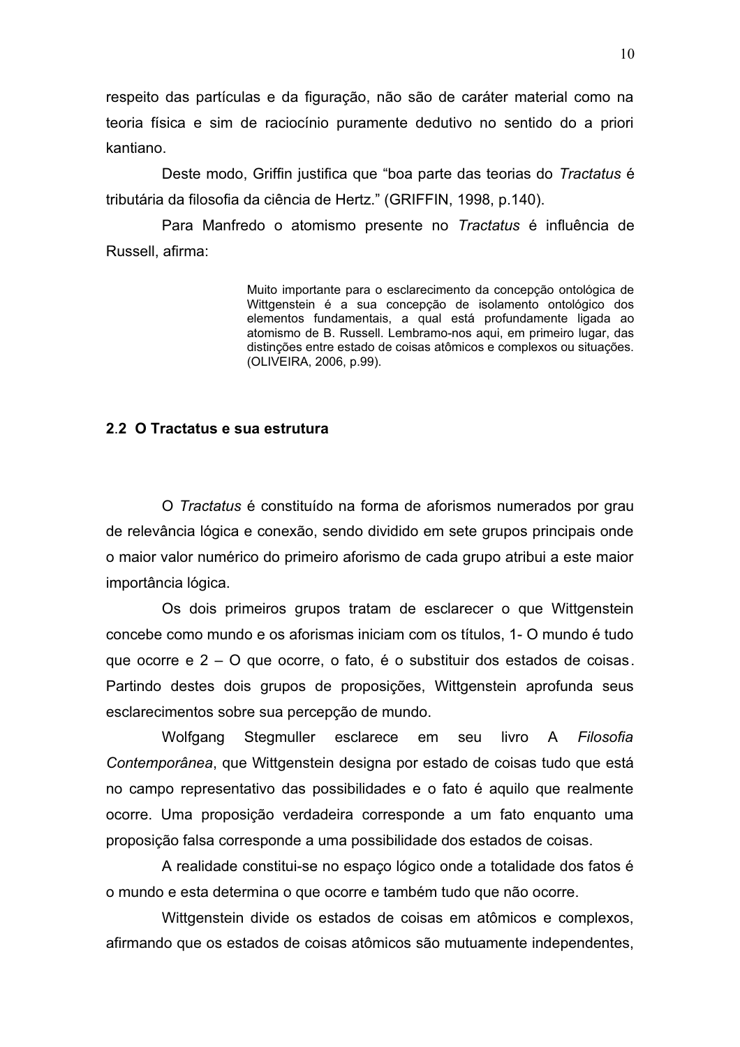respeito das partículas e da figuração, não são de caráter material como na teoria física e sim de raciocínio puramente dedutivo no sentido do a priori kantiano.

Deste modo, Griffin justifica que “boa parte das teorias do *Tractatus* é tributária da filosofia da ciência de Hertz.” (GRIFFIN, 1998, p.140).

Para Manfredo o atomismo presente no *Tractatus* é influência de Russell, afirma:

> Muito importante para o esclarecimento da concepção ontológica de Wittgenstein é a sua concepção de isolamento ontológico dos elementos fundamentais, a qual está profundamente ligada ao atomismo de B. Russell. Lembramo-nos aqui, em primeiro lugar, das distinções entre estado de coisas atômicos e complexos ou situações. (OLIVEIRA, 2006, p.99).

## 2.2 O Tractatus e sua estrutura

O *Tractatus* é constituído na forma de aforismos numerados por grau de relevância lógica e conexão, sendo dividido em sete grupos principais onde o maior valor numérico do primeiro aforismo de cada grupo atribui a este maior importância lógica.

Os dois primeiros grupos tratam de esclarecer o que Wittgenstein concebe como mundo e os aforismas iniciam com os títulos, 1- O mundo é tudo que ocorre e 2 – O que ocorre, o fato, é o substituir dos estados de coisas. Partindo destes dois grupos de proposições, Wittgenstein aprofunda seus esclarecimentos sobre sua percepção de mundo.

Wolfgang Stegmuller esclarece em seu livro A *Filosofia Contemporânea*, que Wittgenstein designa por estado de coisas tudo que está no campo representativo das possibilidades e o fato é aquilo que realmente ocorre. Uma proposição verdadeira corresponde a um fato enquanto uma proposição falsa corresponde a uma possibilidade dos estados de coisas.

A realidade constitui-se no espaço lógico onde a totalidade dos fatos é o mundo e esta determina o que ocorre e também tudo que não ocorre.

Wittgenstein divide os estados de coisas em atômicos e complexos, afirmando que os estados de coisas atômicos são mutuamente independentes,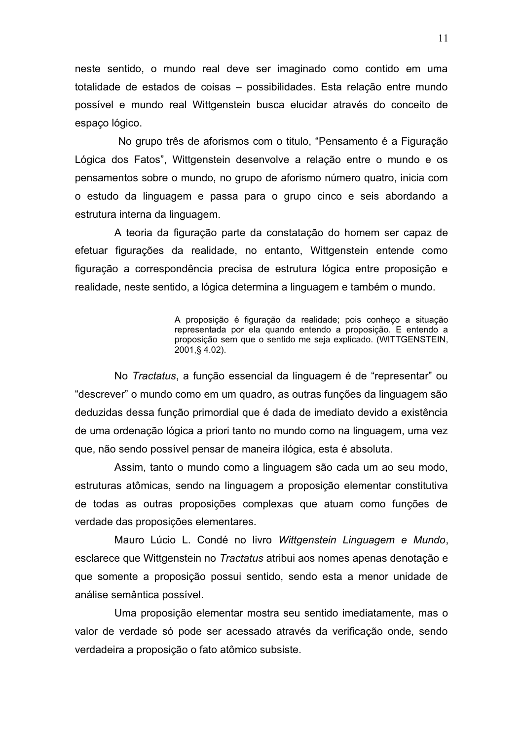neste sentido, o mundo real deve ser imaginado como contido em uma totalidade de estados de coisas – possibilidades. Esta relação entre mundo possível e mundo real Wittgenstein busca elucidar através do conceito de espaço lógico.

No grupo três de aforismos com o titulo, "Pensamento é a Figuração Lógica dos Fatos", Wittgenstein desenvolve a relação entre o mundo e os pensamentos sobre o mundo, no grupo de aforismo número quatro, inicia com o estudo da linguagem e passa para o grupo cinco e seis abordando a estrutura interna da linguagem.

A teoria da figuração parte da constatação do homem ser capaz de efetuar figurações da realidade, no entanto, Wittgenstein entende como figuração a correspondência precisa de estrutura lógica entre proposição e realidade, neste sentido, a lógica determina a linguagem e também o mundo.

> A proposição é figuração da realidade; pois conheço a situação representada por ela quando entendo a proposição. E entendo a proposição sem que o sentido me seja explicado. (WITTGENSTEIN, 2001,§ 4.02).

No *Tractatus*, a função essencial da linguagem é de "representar" ou "descrever" o mundo como em um quadro, as outras funções da linguagem são deduzidas dessa função primordial que é dada de imediato devido a existência de uma ordenação lógica a priori tanto no mundo como na linguagem, uma vez que, não sendo possível pensar de maneira ilógica, esta é absoluta.

Assim, tanto o mundo como a linguagem são cada um ao seu modo, estruturas atômicas, sendo na linguagem a proposição elementar constitutiva de todas as outras proposições complexas que atuam como funções de verdade das proposições elementares.

Mauro Lúcio L. Condé no livro *Wittgenstein Linguagem e Mundo*, esclarece que Wittgenstein no *Tractatus* atribui aos nomes apenas denotação e que somente a proposição possui sentido, sendo esta a menor unidade de análise semântica possível.

Uma proposição elementar mostra seu sentido imediatamente, mas o valor de verdade só pode ser acessado através da verificação onde, sendo verdadeira a proposição o fato atômico subsiste.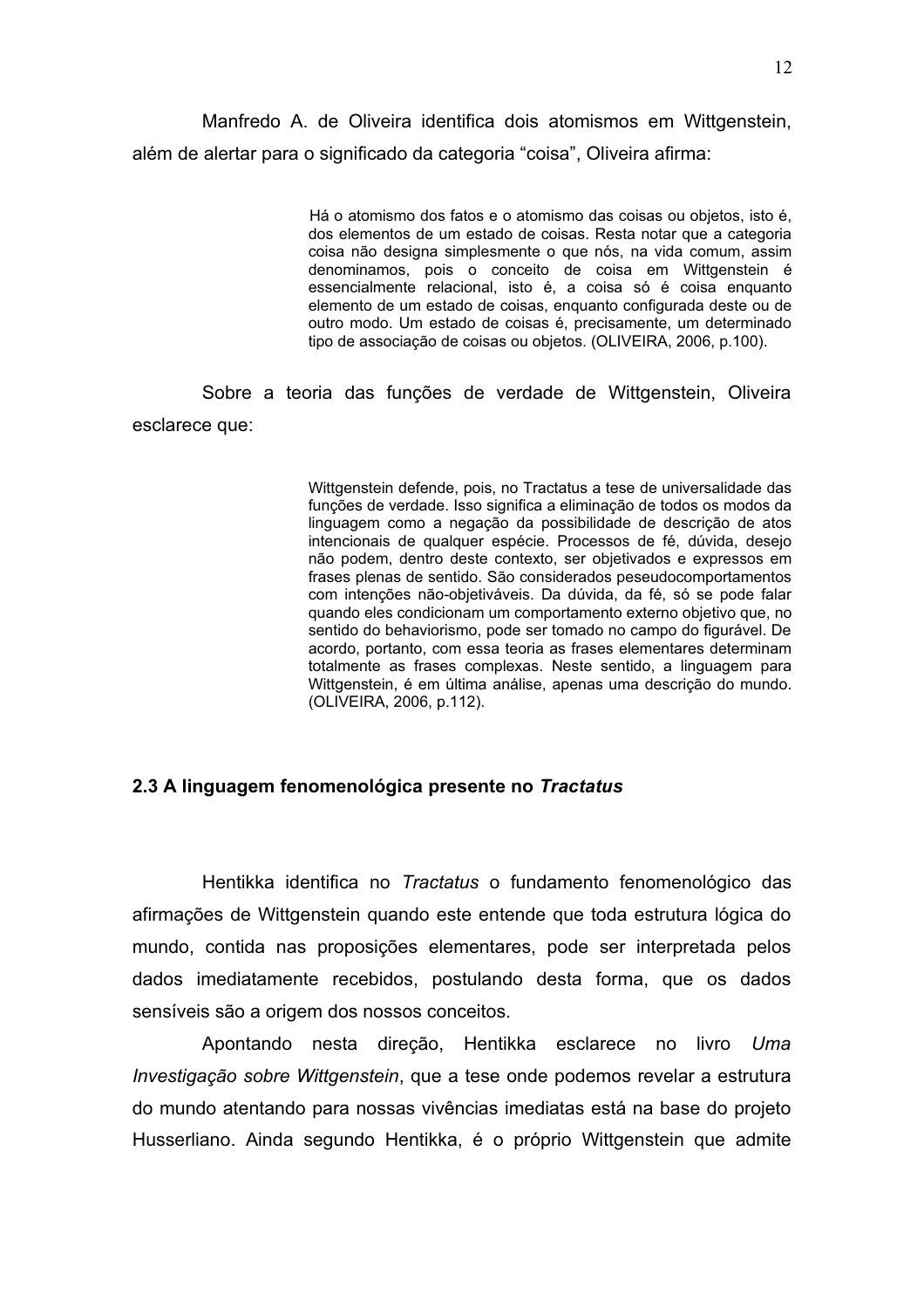Manfredo A. de Oliveira identifica dois atomismos em Wittgenstein, além de alertar para o significado da categoria "coisa", Oliveira afirma:

> Há o atomismo dos fatos e o atomismo das coisas ou objetos, isto é, dos elementos de um estado de coisas. Resta notar que a categoria coisa não designa simplesmente o que nós, na vida comum, assim denominamos, pois o conceito de coisa em Wittgenstein é essencialmente relacional, isto é, a coisa só é coisa enquanto elemento de um estado de coisas, enquanto configurada deste ou de outro modo. Um estado de coisas é, precisamente, um determinado tipo de associação de coisas ou objetos. (OLIVEIRA, 2006, p.100).

Sobre a teoria das funções de verdade de Wittgenstein, Oliveira esclarece que:

> Wittgenstein defende, pois, no Tractatus a tese de universalidade das funções de verdade. Isso significa a eliminação de todos os modos da linguagem como a negação da possibilidade de descrição de atos intencionais de qualquer espécie. Processos de fé, dúvida, desejo não podem, dentro deste contexto, ser objetivados e expressos em frases plenas de sentido. São considerados peseudocomportamentos com intenções não-objetiváveis. Da dúvida, da fé, só se pode falar quando eles condicionam um comportamento externo objetivo que, no sentido do behaviorismo, pode ser tomado no campo do figurável. De acordo, portanto, com essa teoria as frases elementares determinam totalmente as frases complexas. Neste sentido, a linguagem para Wittgenstein, é em última análise, apenas uma descrição do mundo. (OLIVEIRA, 2006, p.112).

### 2.3 A linguagem fenomenológica presente no *Tractatus*

Hentikka identifica no *Tractatus* o fundamento fenomenológico das afirmações de Wittgenstein quando este entende que toda estrutura lógica do mundo, contida nas proposições elementares, pode ser interpretada pelos dados imediatamente recebidos, postulando desta forma, que os dados sensíveis são a origem dos nossos conceitos.

Apontando nesta direção, Hentikka esclarece no livro *Uma Investigação sobre Wittgenstein*, que a tese onde podemos revelar a estrutura do mundo atentando para nossas vivências imediatas está na base do projeto Husserliano. Ainda segundo Hentikka, é o próprio Wittgenstein que admite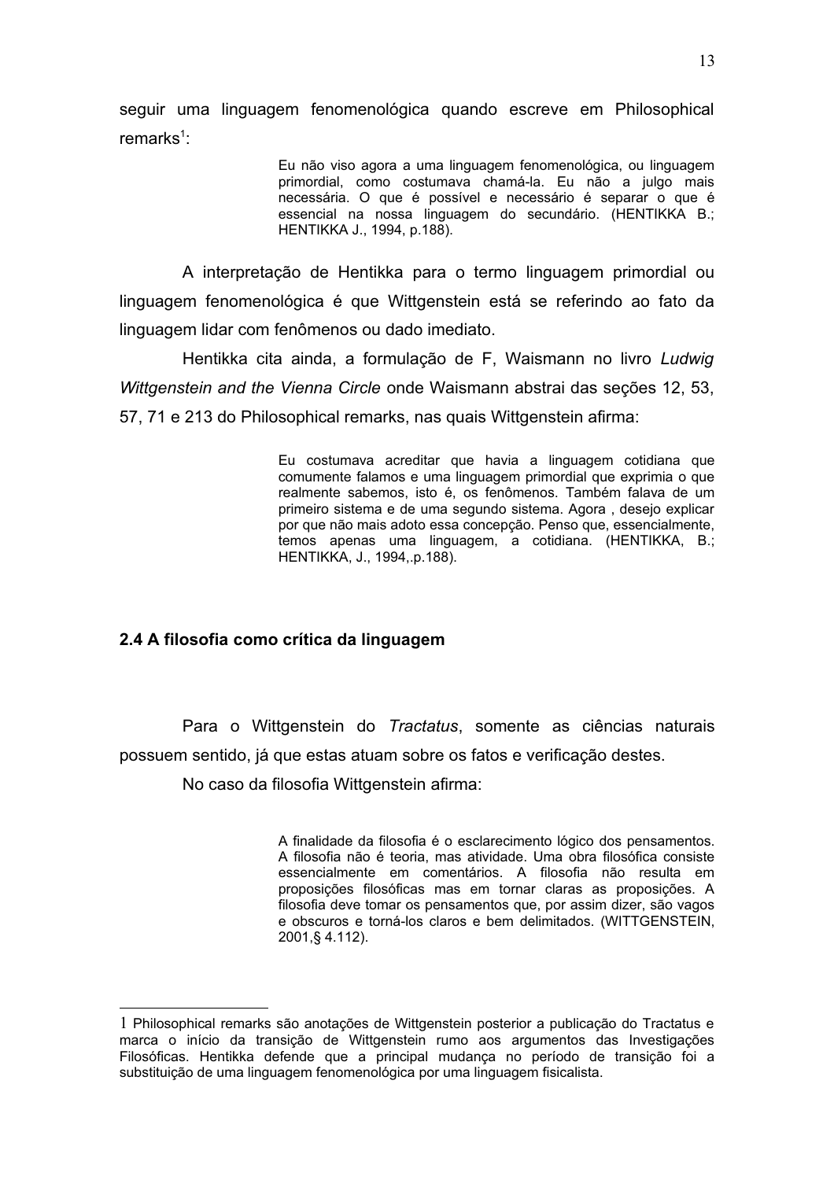seguir uma linguagem fenomenológica quando escreve em Philosophical remarks[1]:

> Eu não viso agora a uma linguagem fenomenológica, ou linguagem primordial, como costumava chamá-la. Eu não a julgo mais necessária. O que é possível e necessário é separar o que é essencial na nossa linguagem do secundário. (HENTIKKA B.; HENTIKKA J., 1994, p.188).

A interpretação de Hentikka para o termo linguagem primordial ou linguagem fenomenológica é que Wittgenstein está se referindo ao fato da linguagem lidar com fenômenos ou dado imediato.

Hentikka cita ainda, a formulação de F, Waismann no livro *Ludwig Wittgenstein and the Vienna Circle* onde Waismann abstrai das seções 12, 53, 57, 71 e 213 do Philosophical remarks, nas quais Wittgenstein afirma:

> Eu costumava acreditar que havia a linguagem cotidiana que comumente falamos e uma linguagem primordial que exprimia o que realmente sabemos, isto é, os fenômenos. Também falava de um primeiro sistema e de uma segundo sistema. Agora , desejo explicar por que não mais adoto essa concepção. Penso que, essencialmente, temos apenas uma linguagem, a cotidiana. (HENTIKKA, B.; HENTIKKA, J., 1994,.p.188).

## 2.4 A filosofia como crítica da linguagem

Para o Wittgenstein do *Tractatus*, somente as ciências naturais possuem sentido, já que estas atuam sobre os fatos e verificação destes.

No caso da filosofia Wittgenstein afirma:

> A finalidade da filosofia é o esclarecimento lógico dos pensamentos. A filosofia não é teoria, mas atividade. Uma obra filosófica consiste essencialmente em comentários. A filosofia não resulta em proposições filosóficas mas em tornar claras as proposições. A filosofia deve tomar os pensamentos que, por assim dizer, são vagos e obscuros e torná-los claros e bem delimitados. (WITTGENSTEIN, 2001,§ 4.112).

---

1 Philosophical remarks são anotações de Wittgenstein posterior a publicação do Tractatus e marca o início da transição de Wittgenstein rumo aos argumentos das Investigações Filosóficas. Hentikka defende que a principal mudança no período de transição foi a substituição de uma linguagem fenomenológica por uma linguagem fisicalista.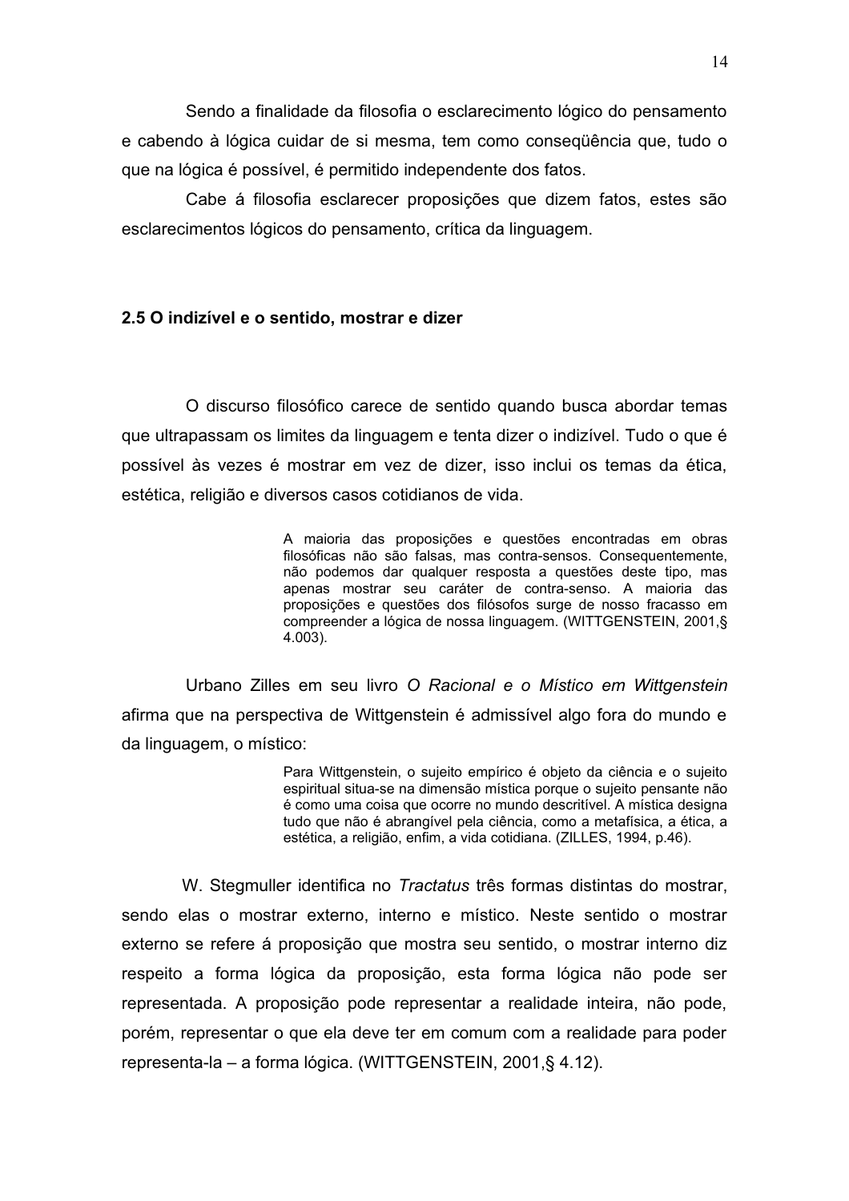Sendo a finalidade da filosofia o esclarecimento lógico do pensamento e cabendo à lógica cuidar de si mesma, tem como conseqüência que, tudo o que na lógica é possível, é permitido independente dos fatos.

Cabe á filosofia esclarecer proposições que dizem fatos, estes são esclarecimentos lógicos do pensamento, crítica da linguagem.

### 2.5 O indizível e o sentido, mostrar e dizer

O discurso filosófico carece de sentido quando busca abordar temas que ultrapassam os limites da linguagem e tenta dizer o indizível. Tudo o que é possível às vezes é mostrar em vez de dizer, isso inclui os temas da ética, estética, religião e diversos casos cotidianos de vida.

> A maioria das proposições e questões encontradas em obras filosóficas não são falsas, mas contra-sensos. Consequentemente, não podemos dar qualquer resposta a questões deste tipo, mas apenas mostrar seu caráter de contra-senso. A maioria das proposições e questões dos filósofos surge de nosso fracasso em compreender a lógica de nossa linguagem. (WITTGENSTEIN, 2001,§ 4.003).

Urbano Zilles em seu livro *O Racional e o Místico em Wittgenstein* afirma que na perspectiva de Wittgenstein é admissível algo fora do mundo e da linguagem, o místico:

> Para Wittgenstein, o sujeito empírico é objeto da ciência e o sujeito espiritual situa-se na dimensão mística porque o sujeito pensante não é como uma coisa que ocorre no mundo descritível. A mística designa tudo que não é abrangível pela ciência, como a metafísica, a ética, a estética, a religião, enfim, a vida cotidiana. (ZILLES, 1994, p.46).

W. Stegmuller identifica no *Tractatus* três formas distintas do mostrar, sendo elas o mostrar externo, interno e místico. Neste sentido o mostrar externo se refere á proposição que mostra seu sentido, o mostrar interno diz respeito a forma lógica da proposição, esta forma lógica não pode ser representada. A proposição pode representar a realidade inteira, não pode, porém, representar o que ela deve ter em comum com a realidade para poder representa-la – a forma lógica. (WITTGENSTEIN, 2001,§ 4.12).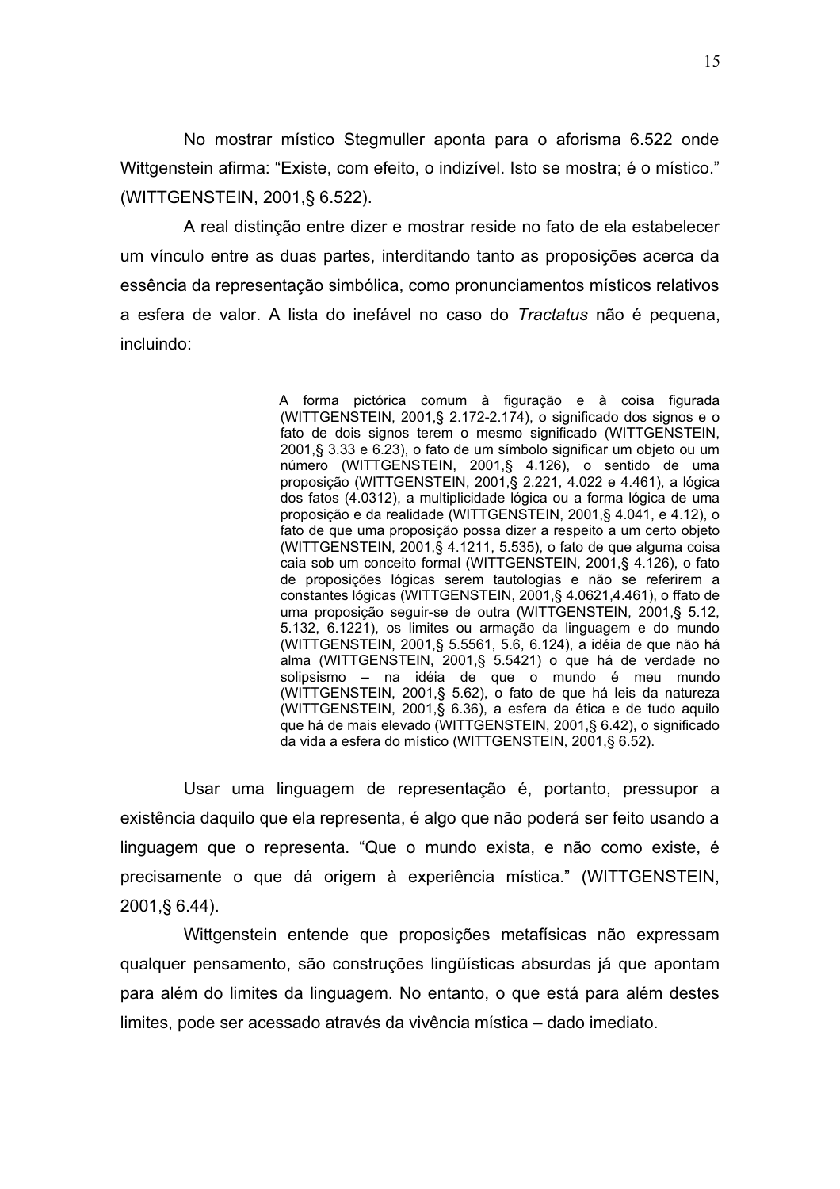No mostrar místico Stegmuller aponta para o aforisma 6.522 onde Wittgenstein afirma: “Existe, com efeito, o indizível. Isto se mostra; é o místico.” (WITTGENSTEIN, 2001,§ 6.522).

A real distinção entre dizer e mostrar reside no fato de ela estabelecer um vínculo entre as duas partes, interditando tanto as proposições acerca da essência da representação simbólica, como pronunciamentos místicos relativos a esfera de valor. A lista do inefável no caso do *Tractatus* não é pequena, incluindo:

> A forma pictórica comum à figuração e à coisa figurada (WITTGENSTEIN, 2001,§ 2.172-2.174), o significado dos signos e o fato de dois signos terem o mesmo significado (WITTGENSTEIN, 2001,§ 3.33 e 6.23), o fato de um símbolo significar um objeto ou um número (WITTGENSTEIN, 2001,§ 4.126), o sentido de uma proposição (WITTGENSTEIN, 2001,§ 2.221, 4.022 e 4.461), a lógica dos fatos (4.0312), a multiplicidade lógica ou a forma lógica de uma proposição e da realidade (WITTGENSTEIN, 2001,§ 4.041, e 4.12), o fato de que uma proposição possa dizer a respeito a um certo objeto (WITTGENSTEIN, 2001,§ 4.1211, 5.535), o fato de que alguma coisa caia sob um conceito formal (WITTGENSTEIN, 2001,§ 4.126), o fato de proposições lógicas serem tautologias e não se referirem a constantes lógicas (WITTGENSTEIN, 2001,§ 4.0621,4.461), o ffato de uma proposição seguir-se de outra (WITTGENSTEIN, 2001,§ 5.12, 5.132, 6.1221), os limites ou armação da linguagem e do mundo (WITTGENSTEIN, 2001,§ 5.5561, 5.6, 6.124), a idéia de que não há alma (WITTGENSTEIN, 2001,§ 5.5421) o que há de verdade no solipsismo – na idéia de que o mundo é meu mundo (WITTGENSTEIN, 2001,§ 5.62), o fato de que há leis da natureza (WITTGENSTEIN, 2001,§ 6.36), a esfera da ética e de tudo aquilo que há de mais elevado (WITTGENSTEIN, 2001,§ 6.42), o significado da vida a esfera do místico (WITTGENSTEIN, 2001,§ 6.52).

Usar uma linguagem de representação é, portanto, pressupor a existência daquilo que ela representa, é algo que não poderá ser feito usando a linguagem que o representa. “Que o mundo exista, e não como existe, é precisamente o que dá origem à experiência mística.” (WITTGENSTEIN, 2001,§ 6.44).

Wittgenstein entende que proposições metafísicas não expressam qualquer pensamento, são construções lingüísticas absurdas já que apontam para além do limites da linguagem. No entanto, o que está para além destes limites, pode ser acessado através da vivência mística – dado imediato.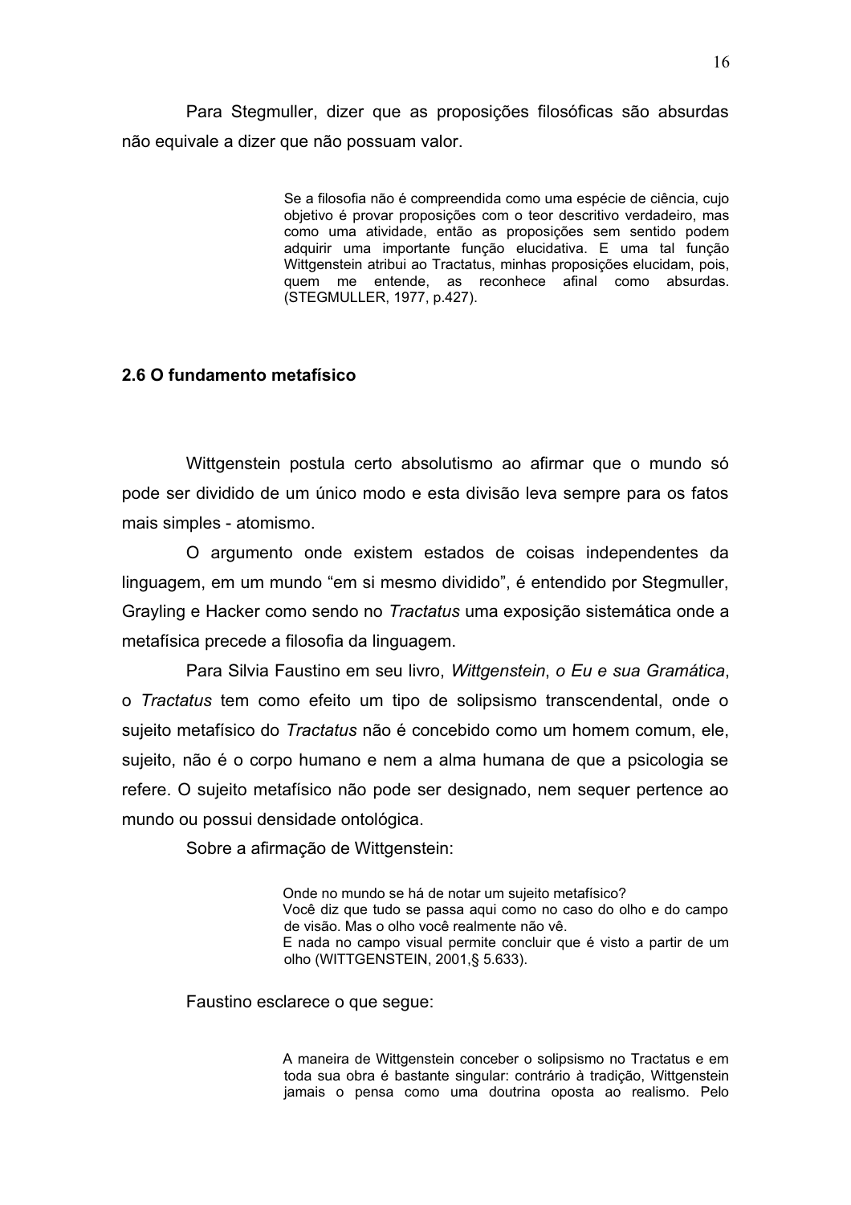Para Stegmuller, dizer que as proposições filosóficas são absurdas não equivale a dizer que não possuam valor.

> Se a filosofia não é compreendida como uma espécie de ciência, cujo objetivo é provar proposições com o teor descritivo verdadeiro, mas como uma atividade, então as proposições sem sentido podem adquirir uma importante função elucidativa. E uma tal função Wittgenstein atribui ao Tractatus, minhas proposições elucidam, pois, quem me entende, as reconhece afinal como absurdas. (STEGMULLER, 1977, p.427).

### 2.6 O fundamento metafísico

Wittgenstein postula certo absolutismo ao afirmar que o mundo só pode ser dividido de um único modo e esta divisão leva sempre para os fatos mais simples - atomismo.

O argumento onde existem estados de coisas independentes da linguagem, em um mundo "em si mesmo dividido", é entendido por Stegmuller, Grayling e Hacker como sendo no *Tractatus* uma exposição sistemática onde a metafísica precede a filosofia da linguagem.

Para Silvia Faustino em seu livro, *Wittgenstein*, *o Eu e sua Gramática*, o *Tractatus* tem como efeito um tipo de solipsismo transcendental, onde o sujeito metafísico do *Tractatus* não é concebido como um homem comum, ele, sujeito, não é o corpo humano e nem a alma humana de que a psicologia se refere. O sujeito metafísico não pode ser designado, nem sequer pertence ao mundo ou possui densidade ontológica.

Sobre a afirmação de Wittgenstein:

> Onde no mundo se há de notar um sujeito metafísico?
> Você diz que tudo se passa aqui como no caso do olho e do campo de visão. Mas o olho você realmente não vê.
> E nada no campo visual permite concluir que é visto a partir de um olho (WITTGENSTEIN, 2001,§ 5.633).

Faustino esclarece o que segue:

> A maneira de Wittgenstein conceber o solipsismo no Tractatus e em toda sua obra é bastante singular: contrário à tradição, Wittgenstein jamais o pensa como uma doutrina oposta ao realismo. Pelo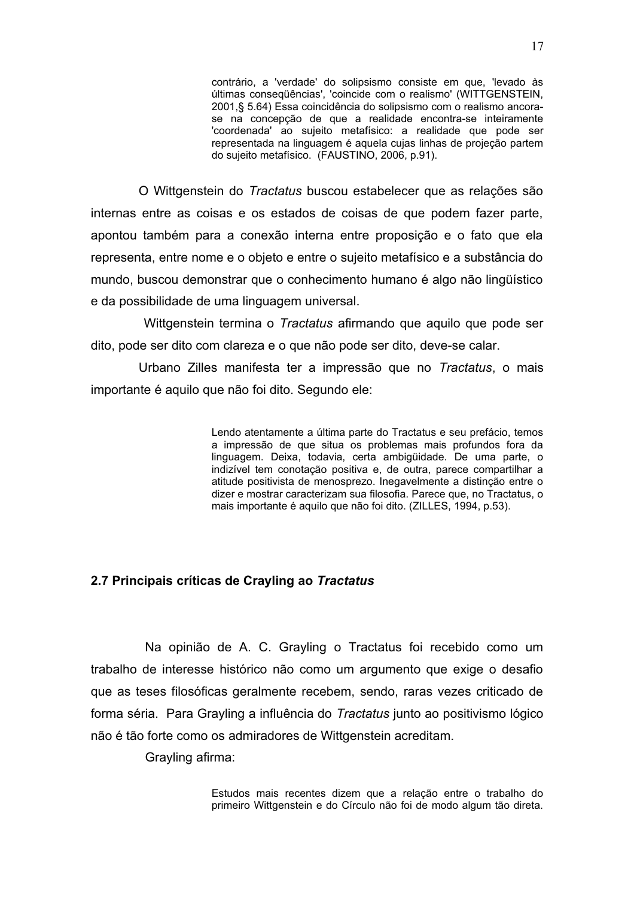> contrário, a 'verdade' do solipsismo consiste em que, 'levado às últimas conseqüências', 'coincide com o realismo' (WITTGENSTEIN, 2001,§ 5.64) Essa coincidência do solipsismo com o realismo ancora-se na concepção de que a realidade encontra-se inteiramente 'coordenada' ao sujeito metafísico: a realidade que pode ser representada na linguagem é aquela cujas linhas de projeção partem do sujeito metafísico. (FAUSTINO, 2006, p.91).

O Wittgenstein do *Tractatus* buscou estabelecer que as relações são internas entre as coisas e os estados de coisas de que podem fazer parte, apontou também para a conexão interna entre proposição e o fato que ela representa, entre nome e o objeto e entre o sujeito metafísico e a substância do mundo, buscou demonstrar que o conhecimento humano é algo não lingüístico e da possibilidade de uma linguagem universal.

Wittgenstein termina o *Tractatus* afirmando que aquilo que pode ser dito, pode ser dito com clareza e o que não pode ser dito, deve-se calar.

Urbano Zilles manifesta ter a impressão que no *Tractatus*, o mais importante é aquilo que não foi dito. Segundo ele:

> Lendo atentamente a última parte do Tractatus e seu prefácio, temos a impressão de que situa os problemas mais profundos fora da linguagem. Deixa, todavia, certa ambigüidade. De uma parte, o indizível tem conotação positiva e, de outra, parece compartilhar a atitude positivista de menosprezo. Inegavelmente a distinção entre o dizer e mostrar caracterizam sua filosofia. Parece que, no Tractatus, o mais importante é aquilo que não foi dito. (ZILLES, 1994, p.53).

### 2.7 Principais críticas de Crayling ao *Tractatus*

Na opinião de A. C. Grayling o Tractatus foi recebido como um trabalho de interesse histórico não como um argumento que exige o desafio que as teses filosóficas geralmente recebem, sendo, raras vezes criticado de forma séria. Para Grayling a influência do *Tractatus* junto ao positivismo lógico não é tão forte como os admiradores de Wittgenstein acreditam.

Grayling afirma:

> Estudos mais recentes dizem que a relação entre o trabalho do primeiro Wittgenstein e do Círculo não foi de modo algum tão direta.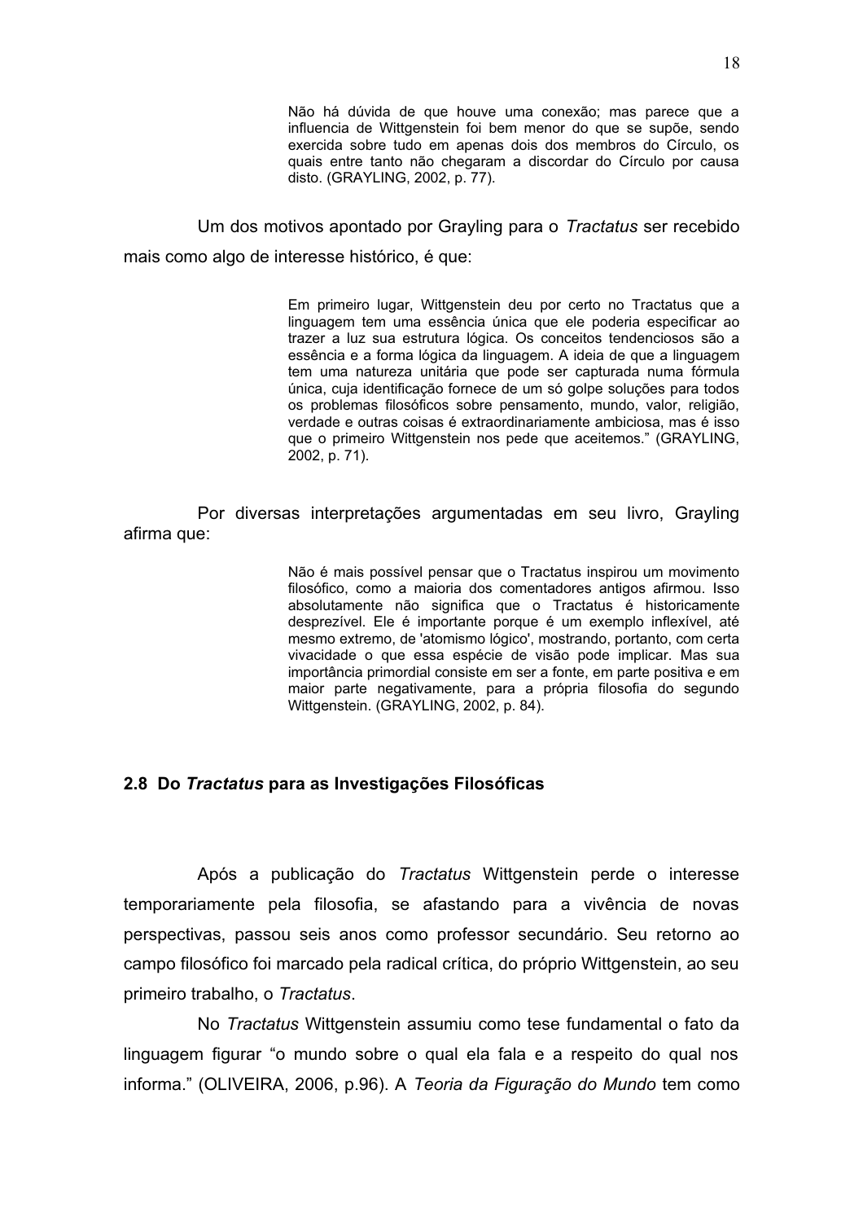> Não há dúvida de que houve uma conexão; mas parece que a influencia de Wittgenstein foi bem menor do que se supõe, sendo exercida sobre tudo em apenas dois dos membros do Círculo, os quais entre tanto não chegaram a discordar do Círculo por causa disto. (GRAYLING, 2002, p. 77).

Um dos motivos apontado por Grayling para o *Tractatus* ser recebido mais como algo de interesse histórico, é que:

> Em primeiro lugar, Wittgenstein deu por certo no Tractatus que a linguagem tem uma essência única que ele poderia especificar ao trazer a luz sua estrutura lógica. Os conceitos tendenciosos são a essência e a forma lógica da linguagem. A ideia de que a linguagem tem uma natureza unitária que pode ser capturada numa fórmula única, cuja identificação fornece de um só golpe soluções para todos os problemas filosóficos sobre pensamento, mundo, valor, religião, verdade e outras coisas é extraordinariamente ambiciosa, mas é isso que o primeiro Wittgenstein nos pede que aceitemos." (GRAYLING, 2002, p. 71).

Por diversas interpretações argumentadas em seu livro, Grayling afirma que:

> Não é mais possível pensar que o Tractatus inspirou um movimento filosófico, como a maioria dos comentadores antigos afirmou. Isso absolutamente não significa que o Tractatus é historicamente desprezível. Ele é importante porque é um exemplo inflexível, até mesmo extremo, de 'atomismo lógico', mostrando, portanto, com certa vivacidade o que essa espécie de visão pode implicar. Mas sua importância primordial consiste em ser a fonte, em parte positiva e em maior parte negativamente, para a própria filosofia do segundo Wittgenstein. (GRAYLING, 2002, p. 84).

## 2.8 Do *Tractatus* para as Investigações Filosóficas

Após a publicação do *Tractatus* Wittgenstein perde o interesse temporariamente pela filosofia, se afastando para a vivência de novas perspectivas, passou seis anos como professor secundário. Seu retorno ao campo filosófico foi marcado pela radical crítica, do próprio Wittgenstein, ao seu primeiro trabalho, o *Tractatus*.

No *Tractatus* Wittgenstein assumiu como tese fundamental o fato da linguagem figurar "o mundo sobre o qual ela fala e a respeito do qual nos informa." (OLIVEIRA, 2006, p.96). A *Teoria da Figuração do Mundo* tem como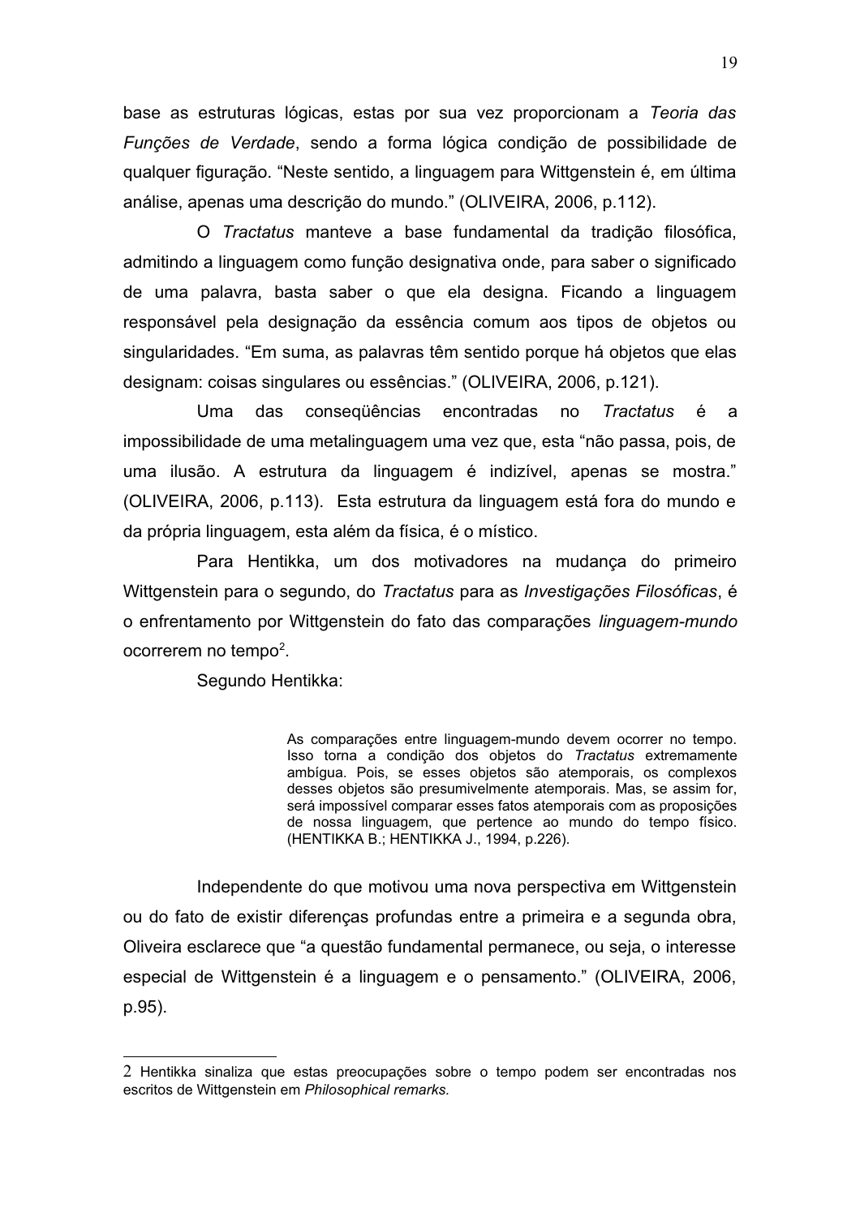base as estruturas lógicas, estas por sua vez proporcionam a *Teoria das Funções de Verdade*, sendo a forma lógica condição de possibilidade de qualquer figuração. “Neste sentido, a linguagem para Wittgenstein é, em última análise, apenas uma descrição do mundo.” (OLIVEIRA, 2006, p.112).

O *Tractatus* manteve a base fundamental da tradição filosófica, admitindo a linguagem como função designativa onde, para saber o significado de uma palavra, basta saber o que ela designa. Ficando a linguagem responsável pela designação da essência comum aos tipos de objetos ou singularidades. “Em suma, as palavras têm sentido porque há objetos que elas designam: coisas singulares ou essências.” (OLIVEIRA, 2006, p.121).

Uma das conseqüências encontradas no *Tractatus* é a impossibilidade de uma metalinguagem uma vez que, esta “não passa, pois, de uma ilusão. A estrutura da linguagem é indizível, apenas se mostra.” (OLIVEIRA, 2006, p.113). Esta estrutura da linguagem está fora do mundo e da própria linguagem, esta além da física, é o místico.

Para Hentikka, um dos motivadores na mudança do primeiro Wittgenstein para o segundo, do *Tractatus* para as *Investigações Filosóficas*, é o enfrentamento por Wittgenstein do fato das comparações *linguagem-mundo* ocorrerem no tempo[2].

Segundo Hentikka:

> As comparações entre linguagem-mundo devem ocorrer no tempo. Isso torna a condição dos objetos do *Tractatus* extremamente ambígua. Pois, se esses objetos são atemporais, os complexos desses objetos são presumivelmente atemporais. Mas, se assim for, será impossível comparar esses fatos atemporais com as proposições de nossa linguagem, que pertence ao mundo do tempo físico. (HENTIKKA B.; HENTIKKA J., 1994, p.226).

Independente do que motivou uma nova perspectiva em Wittgenstein ou do fato de existir diferenças profundas entre a primeira e a segunda obra, Oliveira esclarece que “a questão fundamental permanece, ou seja, o interesse especial de Wittgenstein é a linguagem e o pensamento.” (OLIVEIRA, 2006, p.95).

---

2 Hentikka sinaliza que estas preocupações sobre o tempo podem ser encontradas nos escritos de Wittgenstein em *Philosophical remarks*.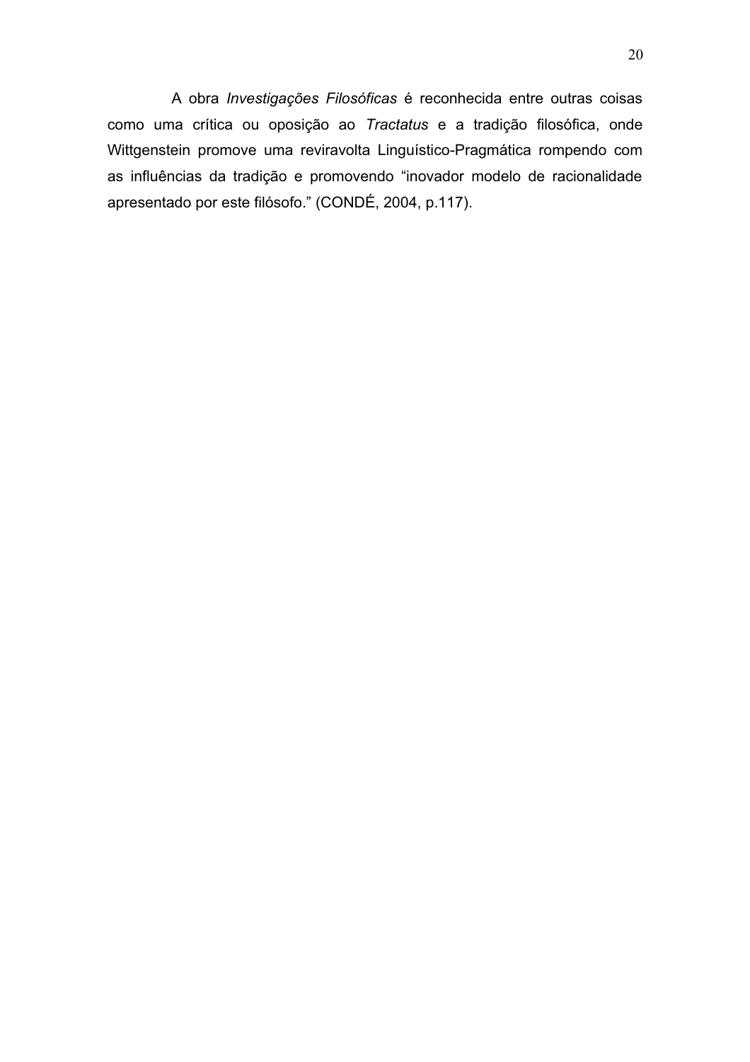A obra *Investigações Filosóficas* é reconhecida entre outras coisas como uma crítica ou oposição ao *Tractatus* e a tradição filosófica, onde Wittgenstein promove uma reviravolta Linguístico-Pragmática rompendo com as influências da tradição e promovendo “inovador modelo de racionalidade apresentado por este filósofo.” (CONDÉ, 2004, p.117).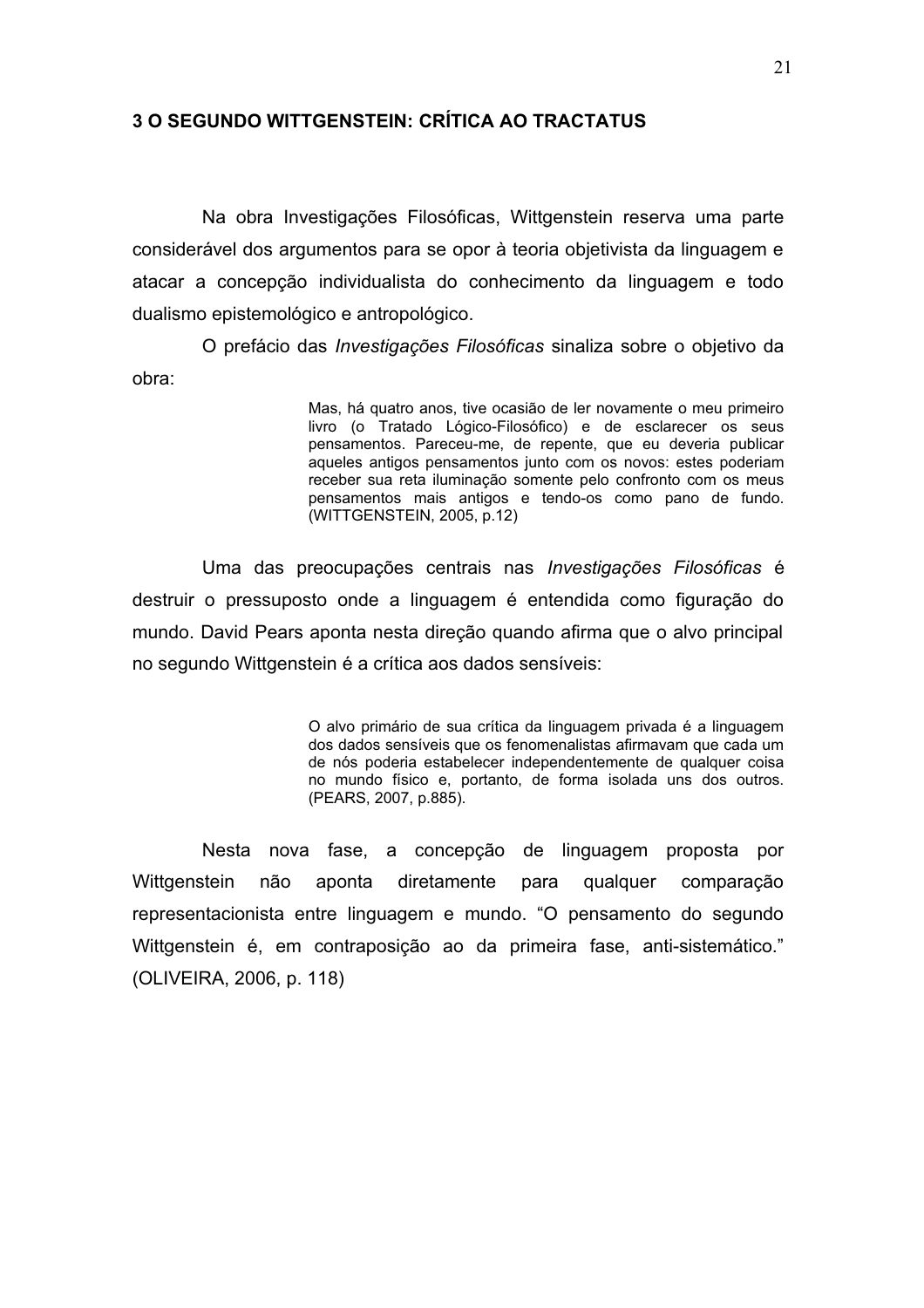## 3 O SEGUNDO WITTGENSTEIN: CRÍTICA AO TRACTATUS

Na obra Investigações Filosóficas, Wittgenstein reserva uma parte considerável dos argumentos para se opor à teoria objetivista da linguagem e atacar a concepção individualista do conhecimento da linguagem e todo dualismo epistemológico e antropológico.

O prefácio das *Investigações Filosóficas* sinaliza sobre o objetivo da obra:

> Mas, há quatro anos, tive ocasião de ler novamente o meu primeiro livro (o Tratado Lógico-Filosófico) e de esclarecer os seus pensamentos. Pareceu-me, de repente, que eu deveria publicar aqueles antigos pensamentos junto com os novos: estes poderiam receber sua reta iluminação somente pelo confronto com os meus pensamentos mais antigos e tendo-os como pano de fundo. (WITTGENSTEIN, 2005, p.12)

Uma das preocupações centrais nas *Investigações Filosóficas* é destruir o pressuposto onde a linguagem é entendida como figuração do mundo. David Pears aponta nesta direção quando afirma que o alvo principal no segundo Wittgenstein é a crítica aos dados sensíveis:

> O alvo primário de sua crítica da linguagem privada é a linguagem dos dados sensíveis que os fenomenalistas afirmavam que cada um de nós poderia estabelecer independentemente de qualquer coisa no mundo físico e, portanto, de forma isolada uns dos outros. (PEARS, 2007, p.885).

Nesta nova fase, a concepção de linguagem proposta por Wittgenstein não aponta diretamente para qualquer comparação representacionista entre linguagem e mundo. “O pensamento do segundo Wittgenstein é, em contraposição ao da primeira fase, anti-sistemático.” (OLIVEIRA, 2006, p. 118)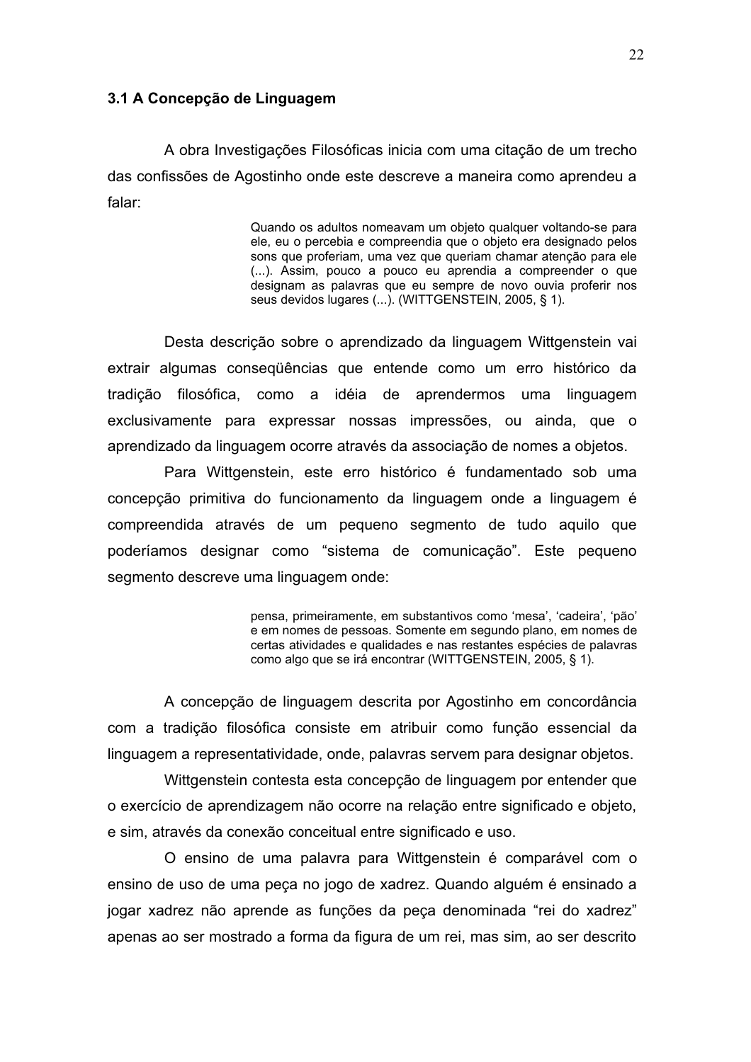### 3.1 A Concepção de Linguagem

A obra Investigações Filosóficas inicia com uma citação de um trecho das confissões de Agostinho onde este descreve a maneira como aprendeu a falar:

> Quando os adultos nomeavam um objeto qualquer voltando-se para ele, eu o percebia e compreendia que o objeto era designado pelos sons que proferiam, uma vez que queriam chamar atenção para ele (...). Assim, pouco a pouco eu aprendia a compreender o que designam as palavras que eu sempre de novo ouvia proferir nos seus devidos lugares (...). (WITTGENSTEIN, 2005, § 1).

Desta descrição sobre o aprendizado da linguagem Wittgenstein vai extrair algumas conseqüências que entende como um erro histórico da tradição filosófica, como a idéia de aprendermos uma linguagem exclusivamente para expressar nossas impressões, ou ainda, que o aprendizado da linguagem ocorre através da associação de nomes a objetos.

Para Wittgenstein, este erro histórico é fundamentado sob uma concepção primitiva do funcionamento da linguagem onde a linguagem é compreendida através de um pequeno segmento de tudo aquilo que poderíamos designar como "sistema de comunicação". Este pequeno segmento descreve uma linguagem onde:

> pensa, primeiramente, em substantivos como 'mesa', 'cadeira', 'pão' e em nomes de pessoas. Somente em segundo plano, em nomes de certas atividades e qualidades e nas restantes espécies de palavras como algo que se irá encontrar (WITTGENSTEIN, 2005, § 1).

A concepção de linguagem descrita por Agostinho em concordância com a tradição filosófica consiste em atribuir como função essencial da linguagem a representatividade, onde, palavras servem para designar objetos.

Wittgenstein contesta esta concepção de linguagem por entender que o exercício de aprendizagem não ocorre na relação entre significado e objeto, e sim, através da conexão conceitual entre significado e uso.

O ensino de uma palavra para Wittgenstein é comparável com o ensino de uso de uma peça no jogo de xadrez. Quando alguém é ensinado a jogar xadrez não aprende as funções da peça denominada "rei do xadrez" apenas ao ser mostrado a forma da figura de um rei, mas sim, ao ser descrito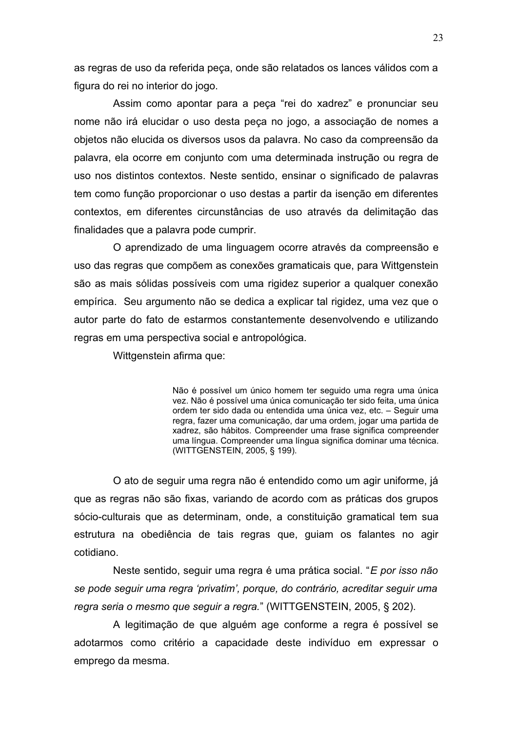as regras de uso da referida peça, onde são relatados os lances válidos com a figura do rei no interior do jogo.

Assim como apontar para a peça "rei do xadrez" e pronunciar seu nome não irá elucidar o uso desta peça no jogo, a associação de nomes a objetos não elucida os diversos usos da palavra. No caso da compreensão da palavra, ela ocorre em conjunto com uma determinada instrução ou regra de uso nos distintos contextos. Neste sentido, ensinar o significado de palavras tem como função proporcionar o uso destas a partir da isenção em diferentes contextos, em diferentes circunstâncias de uso através da delimitação das finalidades que a palavra pode cumprir.

O aprendizado de uma linguagem ocorre através da compreensão e uso das regras que compõem as conexões gramaticais que, para Wittgenstein são as mais sólidas possíveis com uma rigidez superior a qualquer conexão empírica. Seu argumento não se dedica a explicar tal rigidez, uma vez que o autor parte do fato de estarmos constantemente desenvolvendo e utilizando regras em uma perspectiva social e antropológica.

Wittgenstein afirma que:

> Não é possível um único homem ter seguido uma regra uma única vez. Não é possível uma única comunicação ter sido feita, uma única ordem ter sido dada ou entendida uma única vez, etc. – Seguir uma regra, fazer uma comunicação, dar uma ordem, jogar uma partida de xadrez, são hábitos. Compreender uma frase significa compreender uma língua. Compreender uma língua significa dominar uma técnica. (WITTGENSTEIN, 2005, § 199).

O ato de seguir uma regra não é entendido como um agir uniforme, já que as regras não são fixas, variando de acordo com as práticas dos grupos sócio-culturais que as determinam, onde, a constituição gramatical tem sua estrutura na obediência de tais regras que, guiam os falantes no agir cotidiano.

Neste sentido, seguir uma regra é uma prática social. "*E por isso não se pode seguir uma regra 'privatim', porque, do contrário, acreditar seguir uma regra seria o mesmo que seguir a regra.*" (WITTGENSTEIN, 2005, § 202).

A legitimação de que alguém age conforme a regra é possível se adotarmos como critério a capacidade deste indivíduo em expressar o emprego da mesma.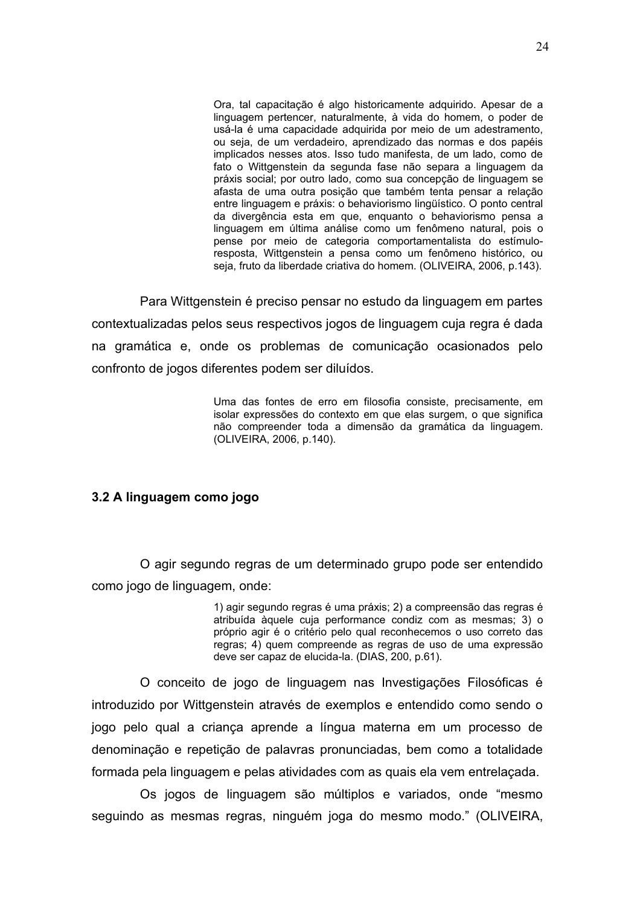> Ora, tal capacitação é algo historicamente adquirido. Apesar de a linguagem pertencer, naturalmente, à vida do homem, o poder de usá-la é uma capacidade adquirida por meio de um adestramento, ou seja, de um verdadeiro, aprendizado das normas e dos papéis implicados nesses atos. Isso tudo manifesta, de um lado, como de fato o Wittgenstein da segunda fase não separa a linguagem da práxis social; por outro lado, como sua concepção de linguagem se afasta de uma outra posição que também tenta pensar a relação entre linguagem e práxis: o behaviorismo lingüístico. O ponto central da divergência esta em que, enquanto o behaviorismo pensa a linguagem em última análise como um fenômeno natural, pois o pense por meio de categoria comportamentalista do estímulo-resposta, Wittgenstein a pensa como um fenômeno histórico, ou seja, fruto da liberdade criativa do homem. (OLIVEIRA, 2006, p.143).

Para Wittgenstein é preciso pensar no estudo da linguagem em partes contextualizadas pelos seus respectivos jogos de linguagem cuja regra é dada na gramática e, onde os problemas de comunicação ocasionados pelo confronto de jogos diferentes podem ser diluídos.

> Uma das fontes de erro em filosofia consiste, precisamente, em isolar expressões do contexto em que elas surgem, o que significa não compreender toda a dimensão da gramática da linguagem. (OLIVEIRA, 2006, p.140).

### 3.2 A linguagem como jogo

O agir segundo regras de um determinado grupo pode ser entendido como jogo de linguagem, onde:

> 1) agir segundo regras é uma práxis; 2) a compreensão das regras é atribuída àquele cuja performance condiz com as mesmas; 3) o próprio agir é o critério pelo qual reconhecemos o uso correto das regras; 4) quem compreende as regras de uso de uma expressão deve ser capaz de elucida-la. (DIAS, 200, p.61).

O conceito de jogo de linguagem nas Investigações Filosóficas é introduzido por Wittgenstein através de exemplos e entendido como sendo o jogo pelo qual a criança aprende a língua materna em um processo de denominação e repetição de palavras pronunciadas, bem como a totalidade formada pela linguagem e pelas atividades com as quais ela vem entrelaçada.

Os jogos de linguagem são múltiplos e variados, onde "mesmo seguindo as mesmas regras, ninguém joga do mesmo modo." (OLIVEIRA,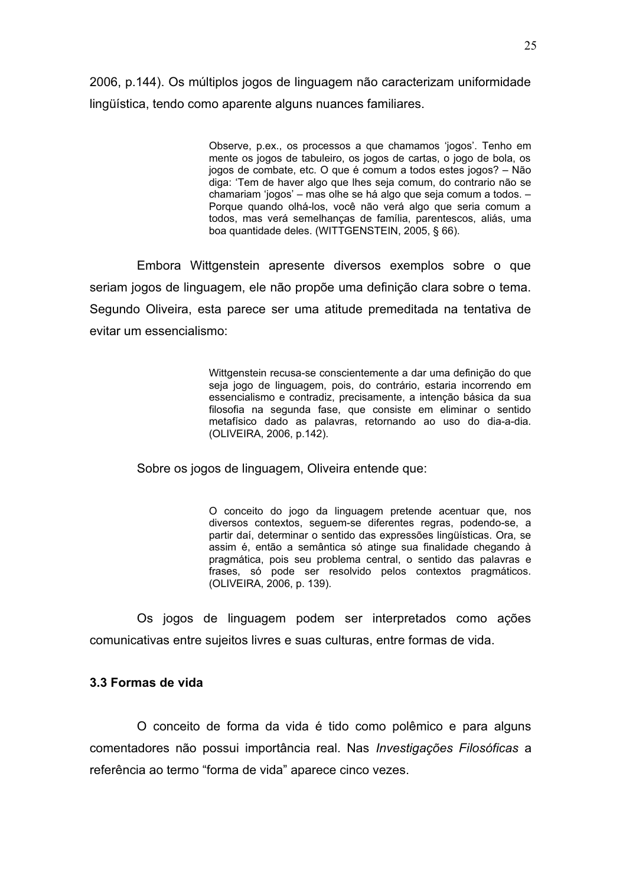2006, p.144). Os múltiplos jogos de linguagem não caracterizam uniformidade lingüística, tendo como aparente alguns nuances familiares.

> Observe, p.ex., os processos a que chamamos 'jogos'. Tenho em mente os jogos de tabuleiro, os jogos de cartas, o jogo de bola, os jogos de combate, etc. O que é comum a todos estes jogos? – Não diga: 'Tem de haver algo que lhes seja comum, do contrario não se chamariam 'jogos' – mas olhe se há algo que seja comum a todos. – Porque quando olhá-los, você não verá algo que seria comum a todos, mas verá semelhanças de família, parentescos, aliás, uma boa quantidade deles. (WITTGENSTEIN, 2005, § 66).

Embora Wittgenstein apresente diversos exemplos sobre o que seriam jogos de linguagem, ele não propõe uma definição clara sobre o tema. Segundo Oliveira, esta parece ser uma atitude premeditada na tentativa de evitar um essencialismo:

> Wittgenstein recusa-se conscientemente a dar uma definição do que seja jogo de linguagem, pois, do contrário, estaria incorrendo em essencialismo e contradiz, precisamente, a intenção básica da sua filosofia na segunda fase, que consiste em eliminar o sentido metafísico dado as palavras, retornando ao uso do dia-a-dia. (OLIVEIRA, 2006, p.142).

Sobre os jogos de linguagem, Oliveira entende que:

> O conceito do jogo da linguagem pretende acentuar que, nos diversos contextos, seguem-se diferentes regras, podendo-se, a partir daí, determinar o sentido das expressões lingüísticas. Ora, se assim é, então a semântica só atinge sua finalidade chegando à pragmática, pois seu problema central, o sentido das palavras e frases, só pode ser resolvido pelos contextos pragmáticos. (OLIVEIRA, 2006, p. 139).

Os jogos de linguagem podem ser interpretados como ações comunicativas entre sujeitos livres e suas culturas, entre formas de vida.

### 3.3 Formas de vida

O conceito de forma da vida é tido como polêmico e para alguns comentadores não possui importância real. Nas *Investigações Filosóficas* a referência ao termo "forma de vida" aparece cinco vezes.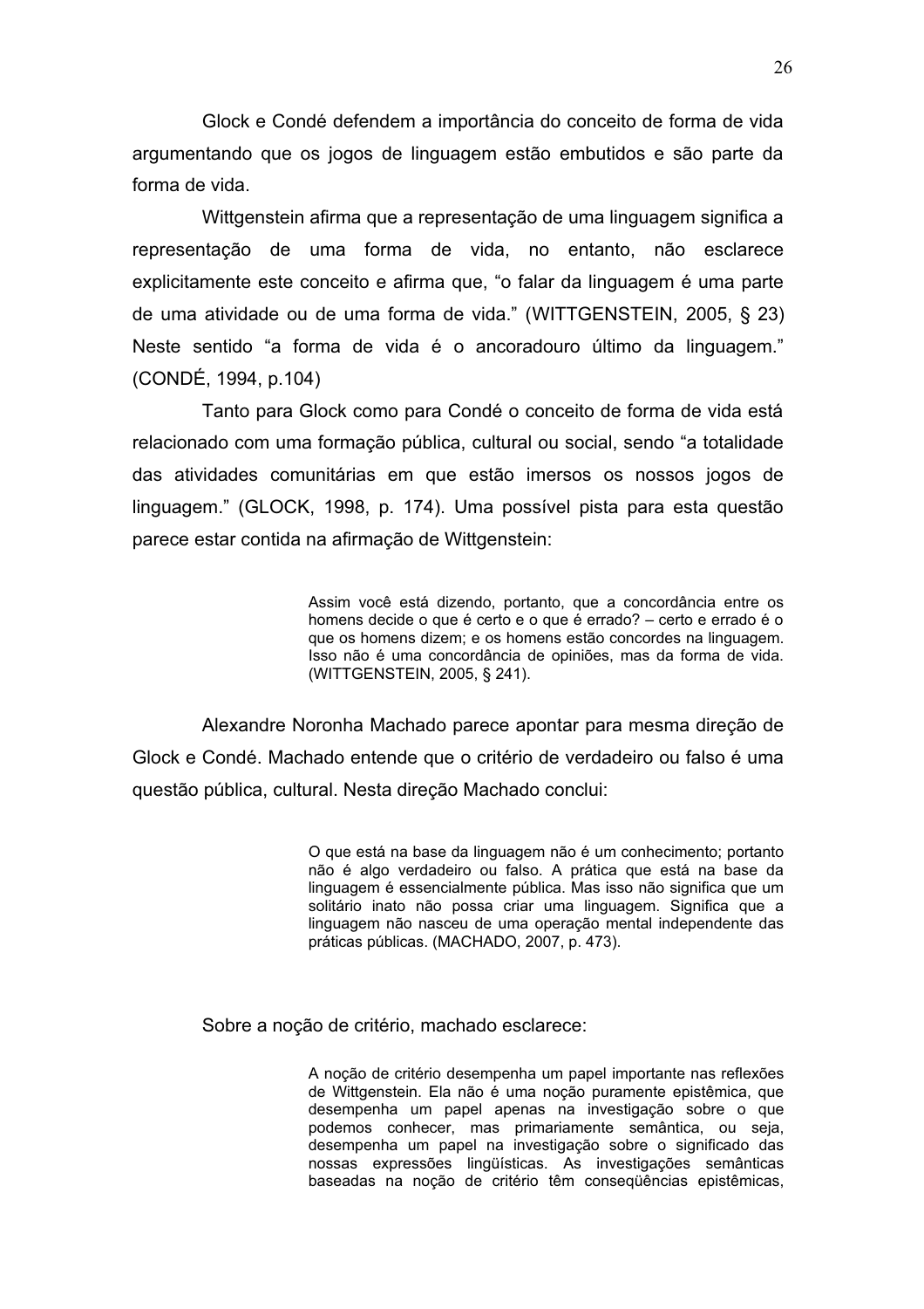Glock e Condé defendem a importância do conceito de forma de vida argumentando que os jogos de linguagem estão embutidos e são parte da forma de vida.

Wittgenstein afirma que a representação de uma linguagem significa a representação de uma forma de vida, no entanto, não esclarece explicitamente este conceito e afirma que, "o falar da linguagem é uma parte de uma atividade ou de uma forma de vida." (WITTGENSTEIN, 2005, § 23) Neste sentido "a forma de vida é o ancoradouro último da linguagem." (CONDÉ, 1994, p.104)

Tanto para Glock como para Condé o conceito de forma de vida está relacionado com uma formação pública, cultural ou social, sendo "a totalidade das atividades comunitárias em que estão imersos os nossos jogos de linguagem." (GLOCK, 1998, p. 174). Uma possível pista para esta questão parece estar contida na afirmação de Wittgenstein:

> Assim você está dizendo, portanto, que a concordância entre os homens decide o que é certo e o que é errado? – certo e errado é o que os homens dizem; e os homens estão concordes na linguagem. Isso não é uma concordância de opiniões, mas da forma de vida. (WITTGENSTEIN, 2005, § 241).

Alexandre Noronha Machado parece apontar para mesma direção de Glock e Condé. Machado entende que o critério de verdadeiro ou falso é uma questão pública, cultural. Nesta direção Machado conclui:

> O que está na base da linguagem não é um conhecimento; portanto não é algo verdadeiro ou falso. A prática que está na base da linguagem é essencialmente pública. Mas isso não significa que um solitário inato não possa criar uma linguagem. Significa que a linguagem não nasceu de uma operação mental independente das práticas públicas. (MACHADO, 2007, p. 473).

Sobre a noção de critério, machado esclarece:

> A noção de critério desempenha um papel importante nas reflexões de Wittgenstein. Ela não é uma noção puramente epistêmica, que desempenha um papel apenas na investigação sobre o que podemos conhecer, mas primariamente semântica, ou seja, desempenha um papel na investigação sobre o significado das nossas expressões lingüísticas. As investigações semânticas baseadas na noção de critério têm conseqüências epistêmicas,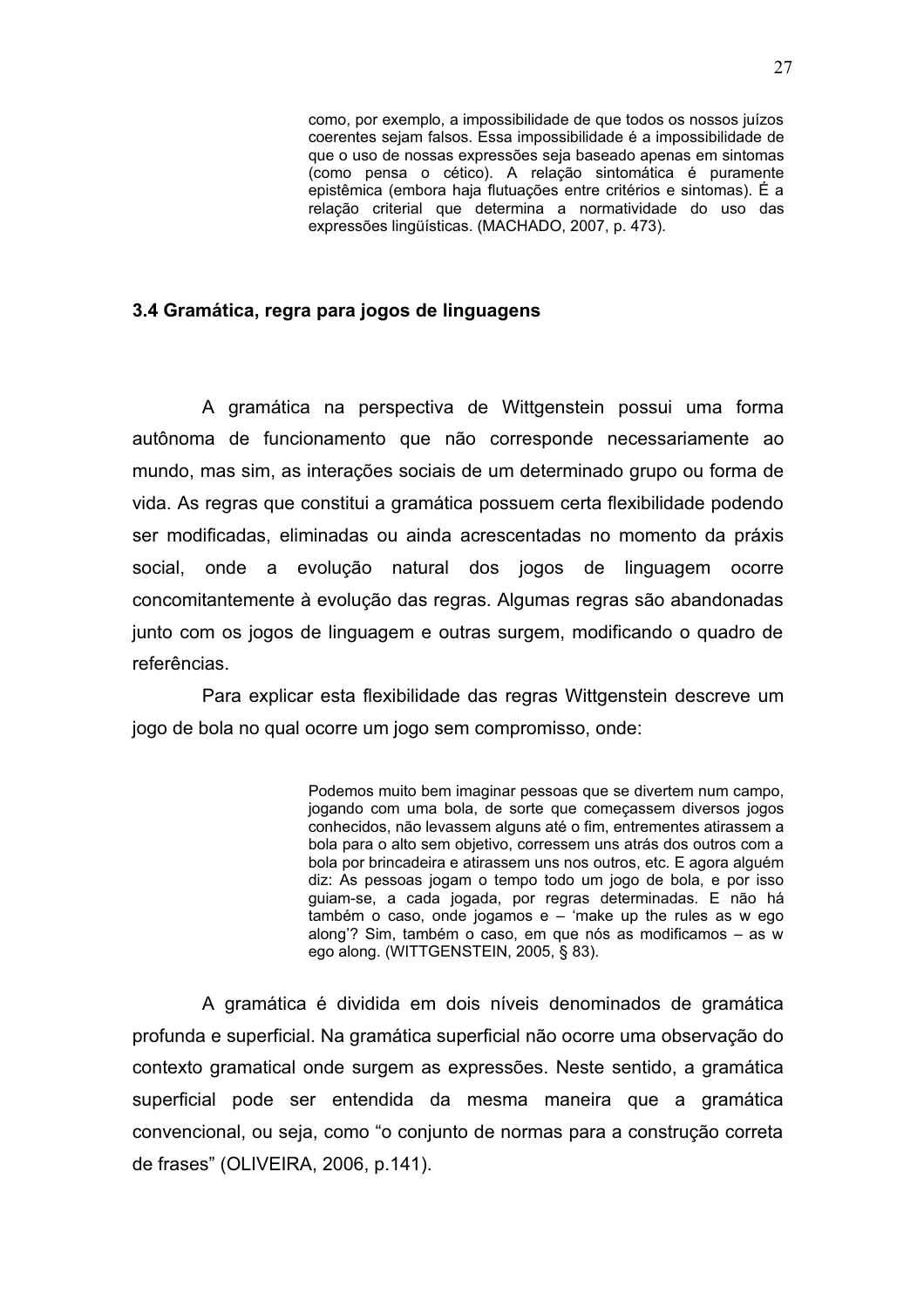> como, por exemplo, a impossibilidade de que todos os nossos juízos coerentes sejam falsos. Essa impossibilidade é a impossibilidade de que o uso de nossas expressões seja baseado apenas em sintomas (como pensa o cético). A relação sintomática é puramente epistêmica (embora haja flutuações entre critérios e sintomas). É a relação criterial que determina a normatividade do uso das expressões lingüísticas. (MACHADO, 2007, p. 473).

### 3.4 Gramática, regra para jogos de linguagens

A gramática na perspectiva de Wittgenstein possui uma forma autônoma de funcionamento que não corresponde necessariamente ao mundo, mas sim, as interações sociais de um determinado grupo ou forma de vida. As regras que constitui a gramática possuem certa flexibilidade podendo ser modificadas, eliminadas ou ainda acrescentadas no momento da práxis social, onde a evolução natural dos jogos de linguagem ocorre concomitantemente à evolução das regras. Algumas regras são abandonadas junto com os jogos de linguagem e outras surgem, modificando o quadro de referências.

Para explicar esta flexibilidade das regras Wittgenstein descreve um jogo de bola no qual ocorre um jogo sem compromisso, onde:

> Podemos muito bem imaginar pessoas que se divertem num campo, jogando com uma bola, de sorte que começassem diversos jogos conhecidos, não levassem alguns até o fim, entrementes atirassem a bola para o alto sem objetivo, corressem uns atrás dos outros com a bola por brincadeira e atirassem uns nos outros, etc. E agora alguém diz: As pessoas jogam o tempo todo um jogo de bola, e por isso guiam-se, a cada jogada, por regras determinadas. E não há também o caso, onde jogamos e – 'make up the rules as w ego along'? Sim, também o caso, em que nós as modificamos – as w ego along. (WITTGENSTEIN, 2005, § 83).

A gramática é dividida em dois níveis denominados de gramática profunda e superficial. Na gramática superficial não ocorre uma observação do contexto gramatical onde surgem as expressões. Neste sentido, a gramática superficial pode ser entendida da mesma maneira que a gramática convencional, ou seja, como "o conjunto de normas para a construção correta de frases" (OLIVEIRA, 2006, p.141).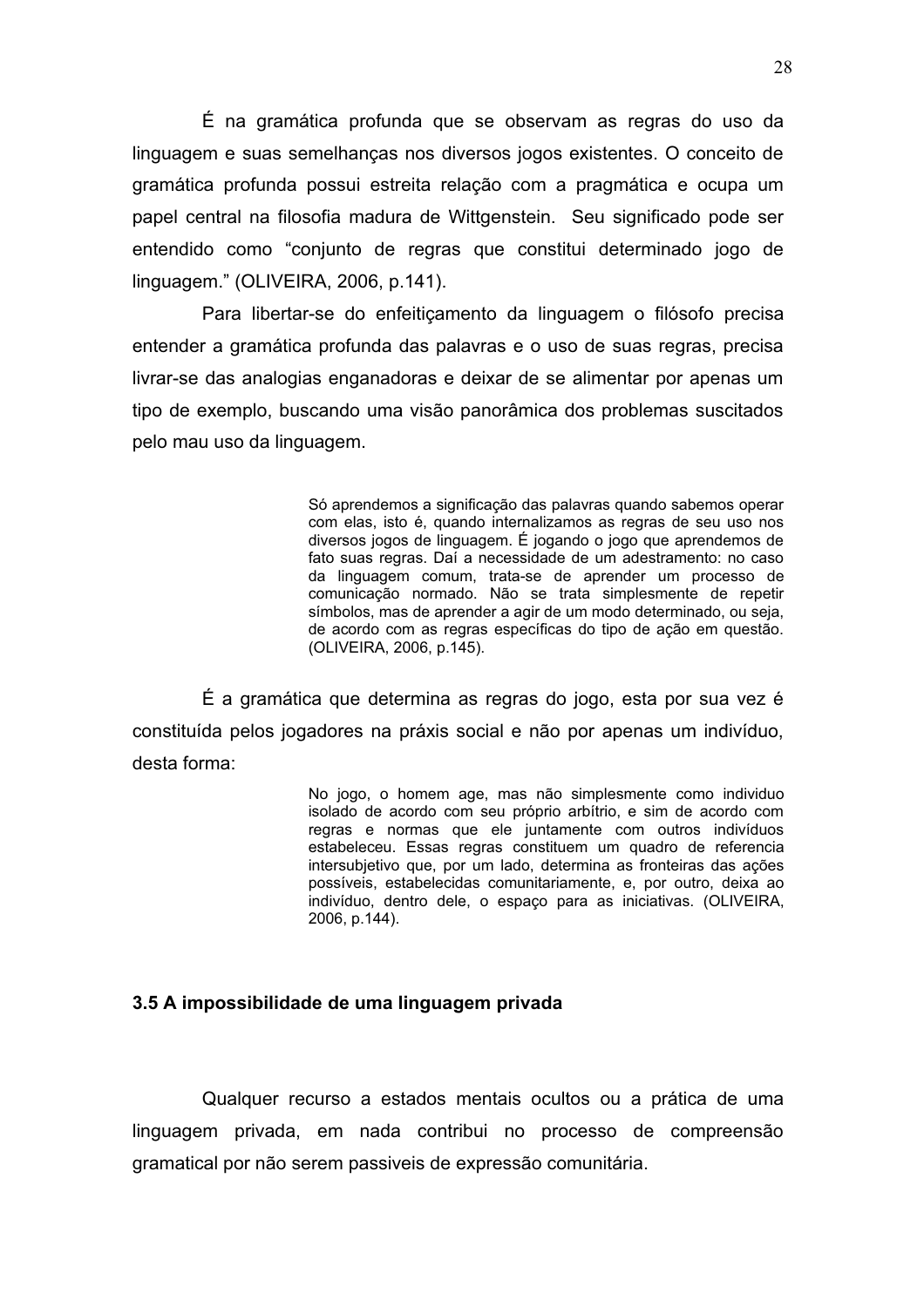É na gramática profunda que se observam as regras do uso da linguagem e suas semelhanças nos diversos jogos existentes. O conceito de gramática profunda possui estreita relação com a pragmática e ocupa um papel central na filosofia madura de Wittgenstein. Seu significado pode ser entendido como "conjunto de regras que constitui determinado jogo de linguagem." (OLIVEIRA, 2006, p.141).

Para libertar-se do enfeitiçamento da linguagem o filósofo precisa entender a gramática profunda das palavras e o uso de suas regras, precisa livrar-se das analogias enganadoras e deixar de se alimentar por apenas um tipo de exemplo, buscando uma visão panorâmica dos problemas suscitados pelo mau uso da linguagem.

> Só aprendemos a significação das palavras quando sabemos operar com elas, isto é, quando internalizamos as regras de seu uso nos diversos jogos de linguagem. É jogando o jogo que aprendemos de fato suas regras. Daí a necessidade de um adestramento: no caso da linguagem comum, trata-se de aprender um processo de comunicação normado. Não se trata simplesmente de repetir símbolos, mas de aprender a agir de um modo determinado, ou seja, de acordo com as regras específicas do tipo de ação em questão. (OLIVEIRA, 2006, p.145).

É a gramática que determina as regras do jogo, esta por sua vez é constituída pelos jogadores na práxis social e não por apenas um indivíduo, desta forma:

> No jogo, o homem age, mas não simplesmente como individuo isolado de acordo com seu próprio arbítrio, e sim de acordo com regras e normas que ele juntamente com outros indivíduos estabeleceu. Essas regras constituem um quadro de referencia intersubjetivo que, por um lado, determina as fronteiras das ações possíveis, estabelecidas comunitariamente, e, por outro, deixa ao indivíduo, dentro dele, o espaço para as iniciativas. (OLIVEIRA, 2006, p.144).

### 3.5 A impossibilidade de uma linguagem privada

Qualquer recurso a estados mentais ocultos ou a prática de uma linguagem privada, em nada contribui no processo de compreensão gramatical por não serem passiveis de expressão comunitária.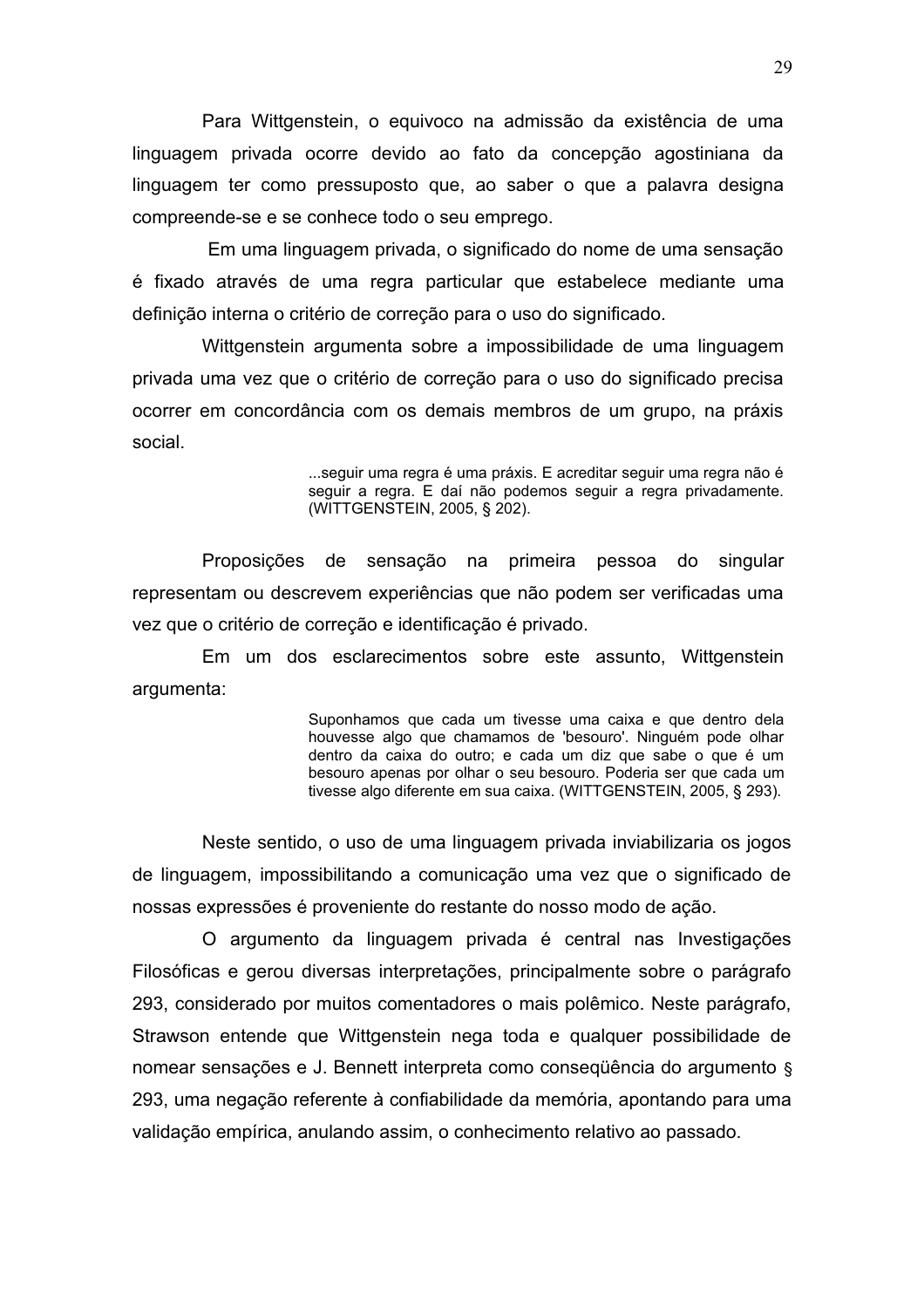Para Wittgenstein, o equivoco na admissão da existência de uma linguagem privada ocorre devido ao fato da concepção agostiniana da linguagem ter como pressuposto que, ao saber o que a palavra designa compreende-se e se conhece todo o seu emprego.

Em uma linguagem privada, o significado do nome de uma sensação é fixado através de uma regra particular que estabelece mediante uma definição interna o critério de correção para o uso do significado.

Wittgenstein argumenta sobre a impossibilidade de uma linguagem privada uma vez que o critério de correção para o uso do significado precisa ocorrer em concordância com os demais membros de um grupo, na práxis social.

> ...seguir uma regra é uma práxis. E acreditar seguir uma regra não é seguir a regra. E daí não podemos seguir a regra privadamente. (WITTGENSTEIN, 2005, § 202).

Proposições de sensação na primeira pessoa do singular representam ou descrevem experiências que não podem ser verificadas uma vez que o critério de correção e identificação é privado.

Em um dos esclarecimentos sobre este assunto, Wittgenstein argumenta:

> Suponhamos que cada um tivesse uma caixa e que dentro dela houvesse algo que chamamos de 'besouro'. Ninguém pode olhar dentro da caixa do outro; e cada um diz que sabe o que é um besouro apenas por olhar o seu besouro. Poderia ser que cada um tivesse algo diferente em sua caixa. (WITTGENSTEIN, 2005, § 293).

Neste sentido, o uso de uma linguagem privada inviabilizaria os jogos de linguagem, impossibilitando a comunicação uma vez que o significado de nossas expressões é proveniente do restante do nosso modo de ação.

O argumento da linguagem privada é central nas Investigações Filosóficas e gerou diversas interpretações, principalmente sobre o parágrafo 293, considerado por muitos comentadores o mais polêmico. Neste parágrafo, Strawson entende que Wittgenstein nega toda e qualquer possibilidade de nomear sensações e J. Bennett interpreta como conseqüência do argumento § 293, uma negação referente à confiabilidade da memória, apontando para uma validação empírica, anulando assim, o conhecimento relativo ao passado.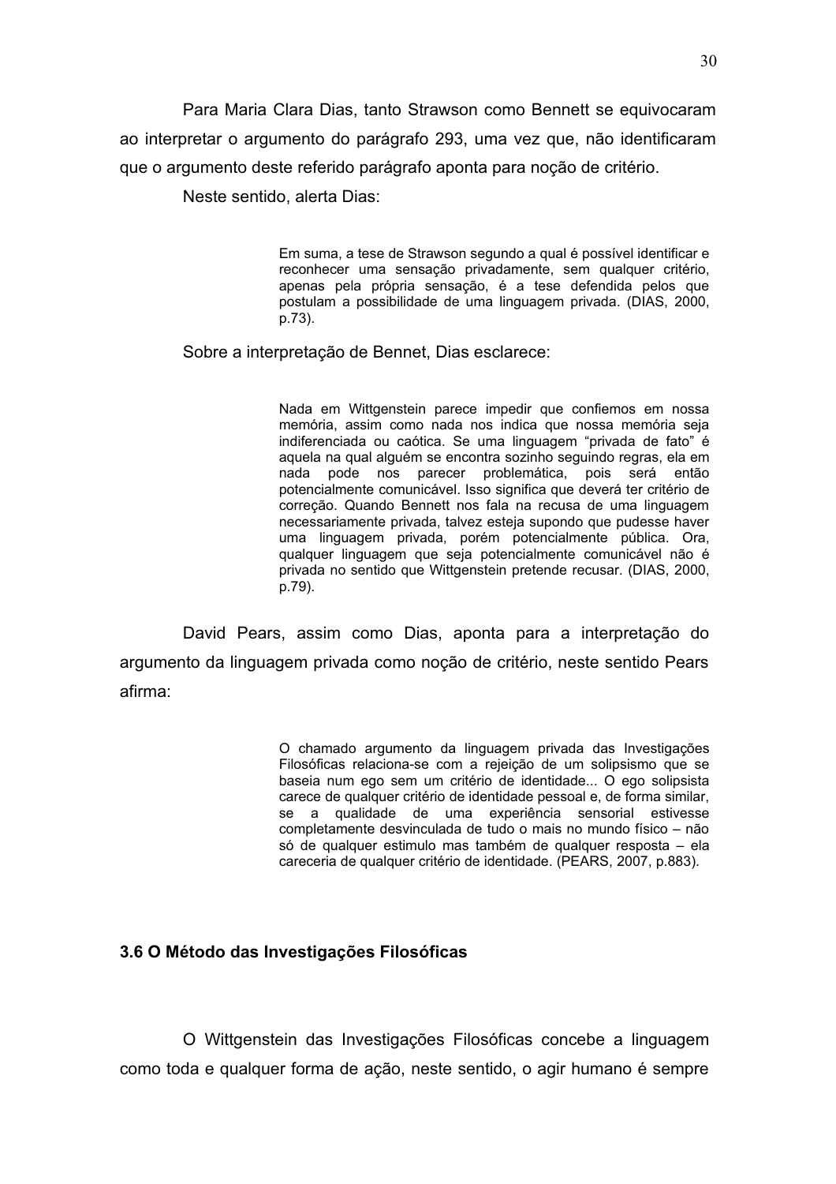Para Maria Clara Dias, tanto Strawson como Bennett se equivocaram ao interpretar o argumento do parágrafo 293, uma vez que, não identificaram que o argumento deste referido parágrafo aponta para noção de critério.

Neste sentido, alerta Dias:

> Em suma, a tese de Strawson segundo a qual é possível identificar e reconhecer uma sensação privadamente, sem qualquer critério, apenas pela própria sensação, é a tese defendida pelos que postulam a possibilidade de uma linguagem privada. (DIAS, 2000, p.73).

Sobre a interpretação de Bennet, Dias esclarece:

> Nada em Wittgenstein parece impedir que confiemos em nossa memória, assim como nada nos indica que nossa memória seja indiferenciada ou caótica. Se uma linguagem "privada de fato" é aquela na qual alguém se encontra sozinho seguindo regras, ela em nada pode nos parecer problemática, pois será então potencialmente comunicável. Isso significa que deverá ter critério de correção. Quando Bennett nos fala na recusa de uma linguagem necessariamente privada, talvez esteja supondo que pudesse haver uma linguagem privada, porém potencialmente pública. Ora, qualquer linguagem que seja potencialmente comunicável não é privada no sentido que Wittgenstein pretende recusar. (DIAS, 2000, p.79).

David Pears, assim como Dias, aponta para a interpretação do argumento da linguagem privada como noção de critério, neste sentido Pears afirma:

> O chamado argumento da linguagem privada das Investigações Filosóficas relaciona-se com a rejeição de um solipsismo que se baseia num ego sem um critério de identidade... O ego solipsista carece de qualquer critério de identidade pessoal e, de forma similar, se a qualidade de uma experiência sensorial estivesse completamente desvinculada de tudo o mais no mundo físico – não só de qualquer estimulo mas também de qualquer resposta – ela careceria de qualquer critério de identidade. (PEARS, 2007, p.883).

### 3.6 O Método das Investigações Filosóficas

O Wittgenstein das Investigações Filosóficas concebe a linguagem como toda e qualquer forma de ação, neste sentido, o agir humano é sempre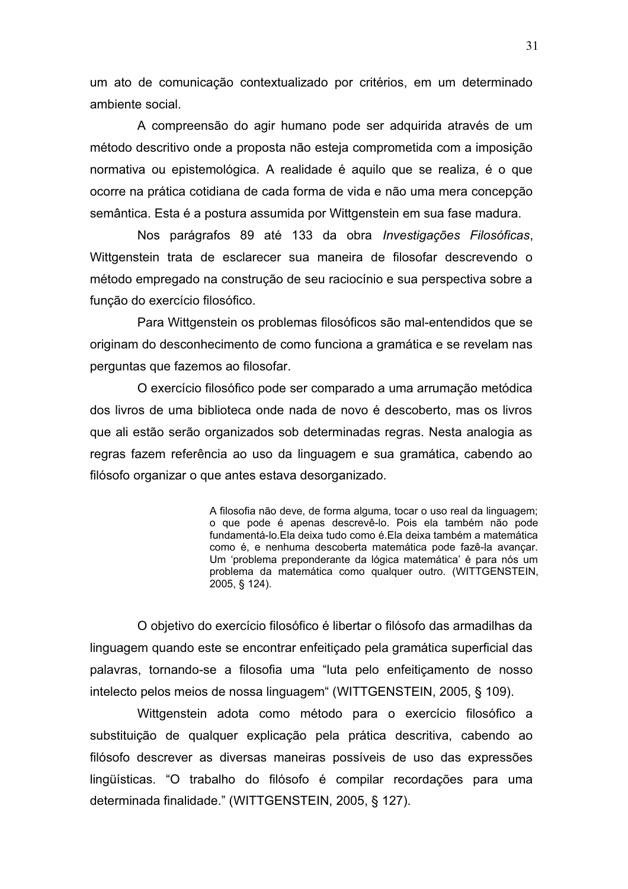um ato de comunicação contextualizado por critérios, em um determinado ambiente social.

A compreensão do agir humano pode ser adquirida através de um método descritivo onde a proposta não esteja comprometida com a imposição normativa ou epistemológica. A realidade é aquilo que se realiza, é o que ocorre na prática cotidiana de cada forma de vida e não uma mera concepção semântica. Esta é a postura assumida por Wittgenstein em sua fase madura.

Nos parágrafos 89 até 133 da obra *Investigações Filosóficas*, Wittgenstein trata de esclarecer sua maneira de filosofar descrevendo o método empregado na construção de seu raciocínio e sua perspectiva sobre a função do exercício filosófico.

Para Wittgenstein os problemas filosóficos são mal-entendidos que se originam do desconhecimento de como funciona a gramática e se revelam nas perguntas que fazemos ao filosofar.

O exercício filosófico pode ser comparado a uma arrumação metódica dos livros de uma biblioteca onde nada de novo é descoberto, mas os livros que ali estão serão organizados sob determinadas regras. Nesta analogia as regras fazem referência ao uso da linguagem e sua gramática, cabendo ao filósofo organizar o que antes estava desorganizado.

> A filosofia não deve, de forma alguma, tocar o uso real da linguagem; o que pode é apenas descrevê-lo. Pois ela também não pode fundamentá-lo.Ela deixa tudo como é.Ela deixa também a matemática como é, e nenhuma descoberta matemática pode fazê-la avançar. Um 'problema preponderante da lógica matemática' é para nós um problema da matemática como qualquer outro. (WITTGENSTEIN, 2005, § 124).

O objetivo do exercício filosófico é libertar o filósofo das armadilhas da linguagem quando este se encontrar enfeitiçado pela gramática superficial das palavras, tornando-se a filosofia uma "luta pelo enfeitiçamento de nosso intelecto pelos meios de nossa linguagem" (WITTGENSTEIN, 2005, § 109).

Wittgenstein adota como método para o exercício filosófico a substituição de qualquer explicação pela prática descritiva, cabendo ao filósofo descrever as diversas maneiras possíveis de uso das expressões lingüísticas. "O trabalho do filósofo é compilar recordações para uma determinada finalidade." (WITTGENSTEIN, 2005, § 127).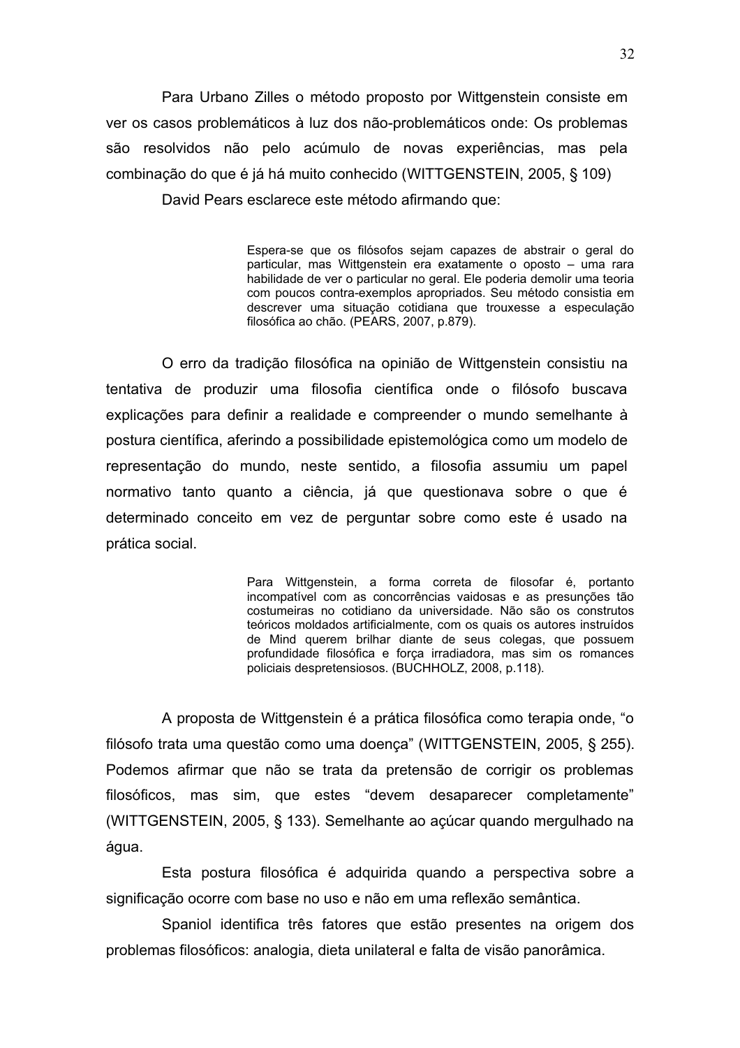Para Urbano Zilles o método proposto por Wittgenstein consiste em ver os casos problemáticos à luz dos não-problemáticos onde: Os problemas são resolvidos não pelo acúmulo de novas experiências, mas pela combinação do que é já há muito conhecido (WITTGENSTEIN, 2005, § 109)

David Pears esclarece este método afirmando que:

> Espera-se que os filósofos sejam capazes de abstrair o geral do particular, mas Wittgenstein era exatamente o oposto – uma rara habilidade de ver o particular no geral. Ele poderia demolir uma teoria com poucos contra-exemplos apropriados. Seu método consistia em descrever uma situação cotidiana que trouxesse a especulação filosófica ao chão. (PEARS, 2007, p.879).

O erro da tradição filosófica na opinião de Wittgenstein consistiu na tentativa de produzir uma filosofia científica onde o filósofo buscava explicações para definir a realidade e compreender o mundo semelhante à postura científica, aferindo a possibilidade epistemológica como um modelo de representação do mundo, neste sentido, a filosofia assumiu um papel normativo tanto quanto a ciência, já que questionava sobre o que é determinado conceito em vez de perguntar sobre como este é usado na prática social.

> Para Wittgenstein, a forma correta de filosofar é, portanto incompatível com as concorrências vaidosas e as presunções tão costumeiras no cotidiano da universidade. Não são os construtos teóricos moldados artificialmente, com os quais os autores instruídos de Mind querem brilhar diante de seus colegas, que possuem profundidade filosófica e força irradiadora, mas sim os romances policiais despretensiosos. (BUCHHOLZ, 2008, p.118).

A proposta de Wittgenstein é a prática filosófica como terapia onde, "o filósofo trata uma questão como uma doença" (WITTGENSTEIN, 2005, § 255). Podemos afirmar que não se trata da pretensão de corrigir os problemas filosóficos, mas sim, que estes "devem desaparecer completamente" (WITTGENSTEIN, 2005, § 133). Semelhante ao açúcar quando mergulhado na água.

Esta postura filosófica é adquirida quando a perspectiva sobre a significação ocorre com base no uso e não em uma reflexão semântica.

Spaniol identifica três fatores que estão presentes na origem dos problemas filosóficos: analogia, dieta unilateral e falta de visão panorâmica.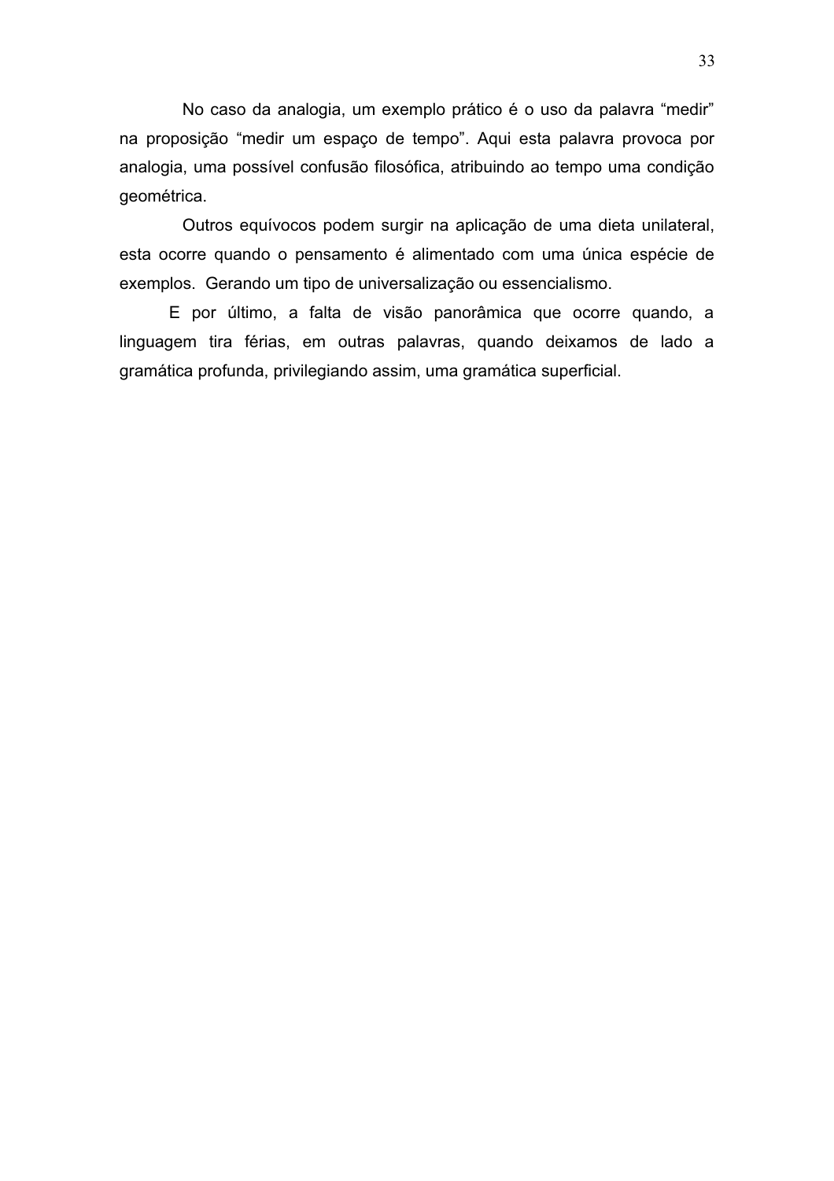No caso da analogia, um exemplo prático é o uso da palavra “medir” na proposição “medir um espaço de tempo”. Aqui esta palavra provoca por analogia, uma possível confusão filosófica, atribuindo ao tempo uma condição geométrica.

Outros equívocos podem surgir na aplicação de uma dieta unilateral, esta ocorre quando o pensamento é alimentado com uma única espécie de exemplos. Gerando um tipo de universalização ou essencialismo.

E por último, a falta de visão panorâmica que ocorre quando, a linguagem tira férias, em outras palavras, quando deixamos de lado a gramática profunda, privilegiando assim, uma gramática superficial.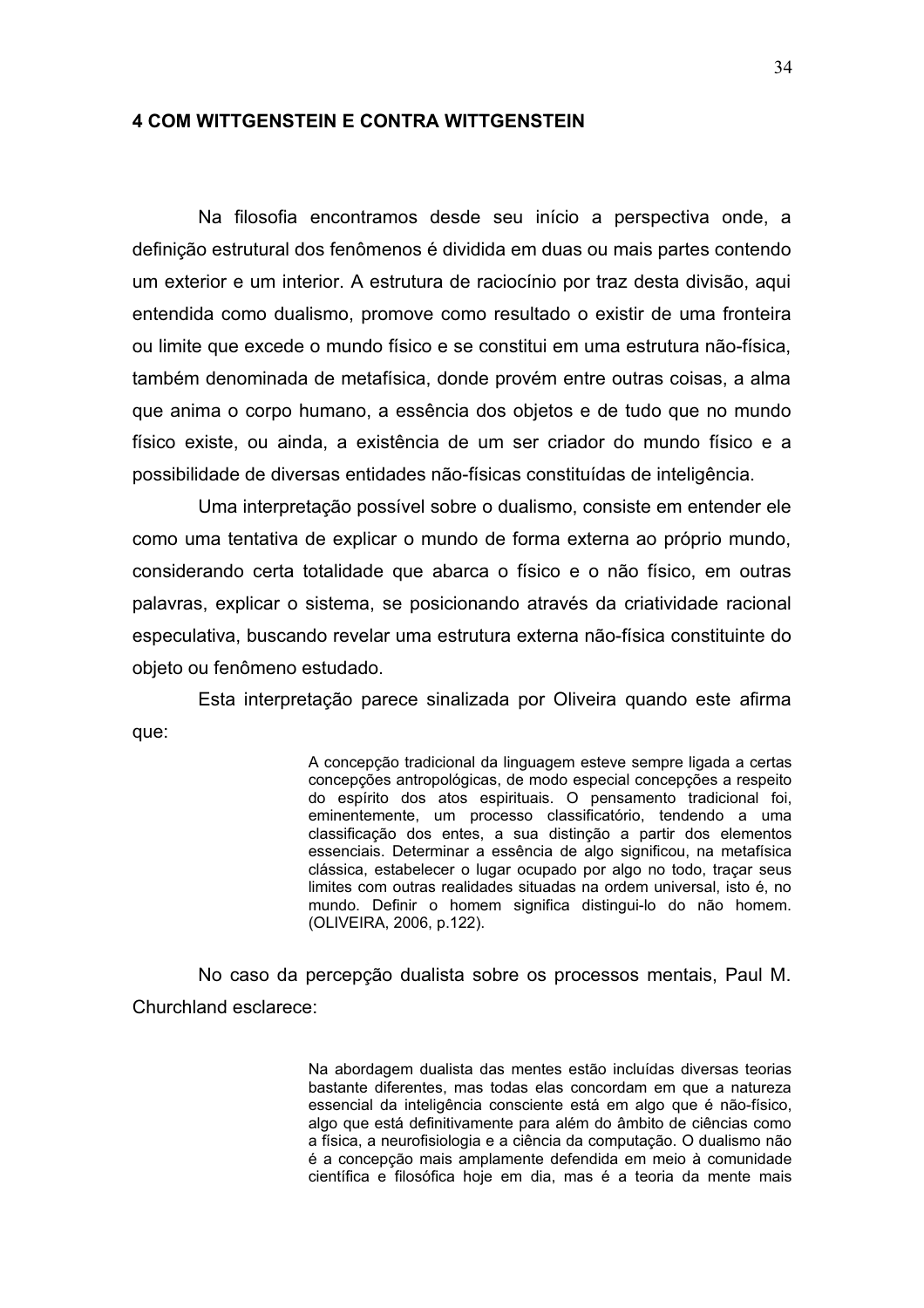# 4 COM WITTGENSTEIN E CONTRA WITTGENSTEIN

Na filosofia encontramos desde seu início a perspectiva onde, a definição estrutural dos fenômenos é dividida em duas ou mais partes contendo um exterior e um interior. A estrutura de raciocínio por traz desta divisão, aqui entendida como dualismo, promove como resultado o existir de uma fronteira ou limite que excede o mundo físico e se constitui em uma estrutura não-física, também denominada de metafísica, donde provém entre outras coisas, a alma que anima o corpo humano, a essência dos objetos e de tudo que no mundo físico existe, ou ainda, a existência de um ser criador do mundo físico e a possibilidade de diversas entidades não-físicas constituídas de inteligência.

Uma interpretação possível sobre o dualismo, consiste em entender ele como uma tentativa de explicar o mundo de forma externa ao próprio mundo, considerando certa totalidade que abarca o físico e o não físico, em outras palavras, explicar o sistema, se posicionando através da criatividade racional especulativa, buscando revelar uma estrutura externa não-física constituinte do objeto ou fenômeno estudado.

Esta interpretação parece sinalizada por Oliveira quando este afirma que:

> A concepção tradicional da linguagem esteve sempre ligada a certas concepções antropológicas, de modo especial concepções a respeito do espírito dos atos espirituais. O pensamento tradicional foi, eminentemente, um processo classificatório, tendendo a uma classificação dos entes, a sua distinção a partir dos elementos essenciais. Determinar a essência de algo significou, na metafísica clássica, estabelecer o lugar ocupado por algo no todo, traçar seus limites com outras realidades situadas na ordem universal, isto é, no mundo. Definir o homem significa distingui-lo do não homem. (OLIVEIRA, 2006, p.122).

No caso da percepção dualista sobre os processos mentais, Paul M. Churchland esclarece:

> Na abordagem dualista das mentes estão incluídas diversas teorias bastante diferentes, mas todas elas concordam em que a natureza essencial da inteligência consciente está em algo que é não-físico, algo que está definitivamente para além do âmbito de ciências como a física, a neurofisiologia e a ciência da computação. O dualismo não é a concepção mais amplamente defendida em meio à comunidade científica e filosófica hoje em dia, mas é a teoria da mente mais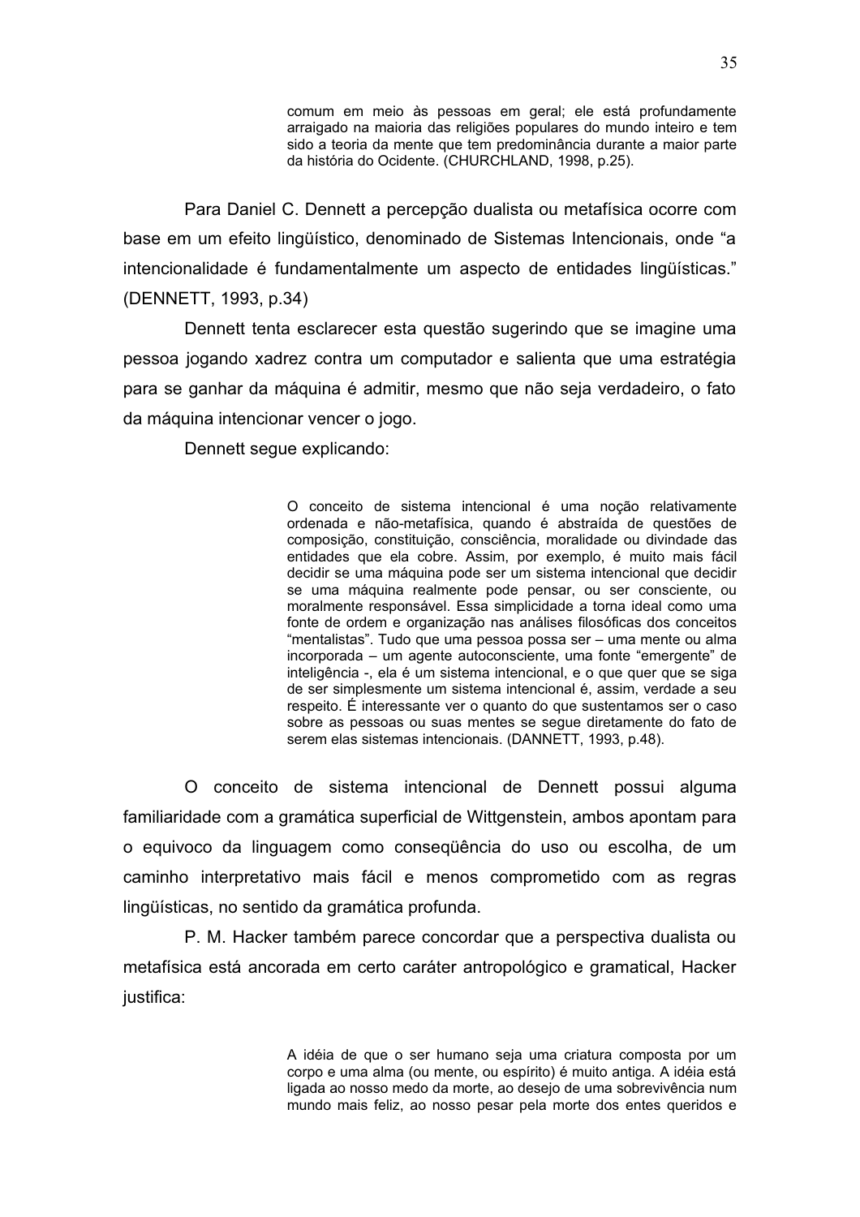> comum em meio às pessoas em geral; ele está profundamente arraigado na maioria das religiões populares do mundo inteiro e tem sido a teoria da mente que tem predominância durante a maior parte da história do Ocidente. (CHURCHLAND, 1998, p.25).

Para Daniel C. Dennett a percepção dualista ou metafísica ocorre com base em um efeito lingüístico, denominado de Sistemas Intencionais, onde "a intencionalidade é fundamentalmente um aspecto de entidades lingüísticas." (DENNETT, 1993, p.34)

Dennett tenta esclarecer esta questão sugerindo que se imagine uma pessoa jogando xadrez contra um computador e salienta que uma estratégia para se ganhar da máquina é admitir, mesmo que não seja verdadeiro, o fato da máquina intencionar vencer o jogo.

Dennett segue explicando:

> O conceito de sistema intencional é uma noção relativamente ordenada e não-metafísica, quando é abstraída de questões de composição, constituição, consciência, moralidade ou divindade das entidades que ela cobre. Assim, por exemplo, é muito mais fácil decidir se uma máquina pode ser um sistema intencional que decidir se uma máquina realmente pode pensar, ou ser consciente, ou moralmente responsável. Essa simplicidade a torna ideal como uma fonte de ordem e organização nas análises filosóficas dos conceitos "mentalistas". Tudo que uma pessoa possa ser – uma mente ou alma incorporada – um agente autoconsciente, uma fonte "emergente" de inteligência -, ela é um sistema intencional, e o que quer que se siga de ser simplesmente um sistema intencional é, assim, verdade a seu respeito. É interessante ver o quanto do que sustentamos ser o caso sobre as pessoas ou suas mentes se segue diretamente do fato de serem elas sistemas intencionais. (DANNETT, 1993, p.48).

O conceito de sistema intencional de Dennett possui alguma familiaridade com a gramática superficial de Wittgenstein, ambos apontam para o equivoco da linguagem como conseqüência do uso ou escolha, de um caminho interpretativo mais fácil e menos comprometido com as regras lingüísticas, no sentido da gramática profunda.

P. M. Hacker também parece concordar que a perspectiva dualista ou metafísica está ancorada em certo caráter antropológico e gramatical, Hacker justifica:

> A idéia de que o ser humano seja uma criatura composta por um corpo e uma alma (ou mente, ou espírito) é muito antiga. A idéia está ligada ao nosso medo da morte, ao desejo de uma sobrevivência num mundo mais feliz, ao nosso pesar pela morte dos entes queridos e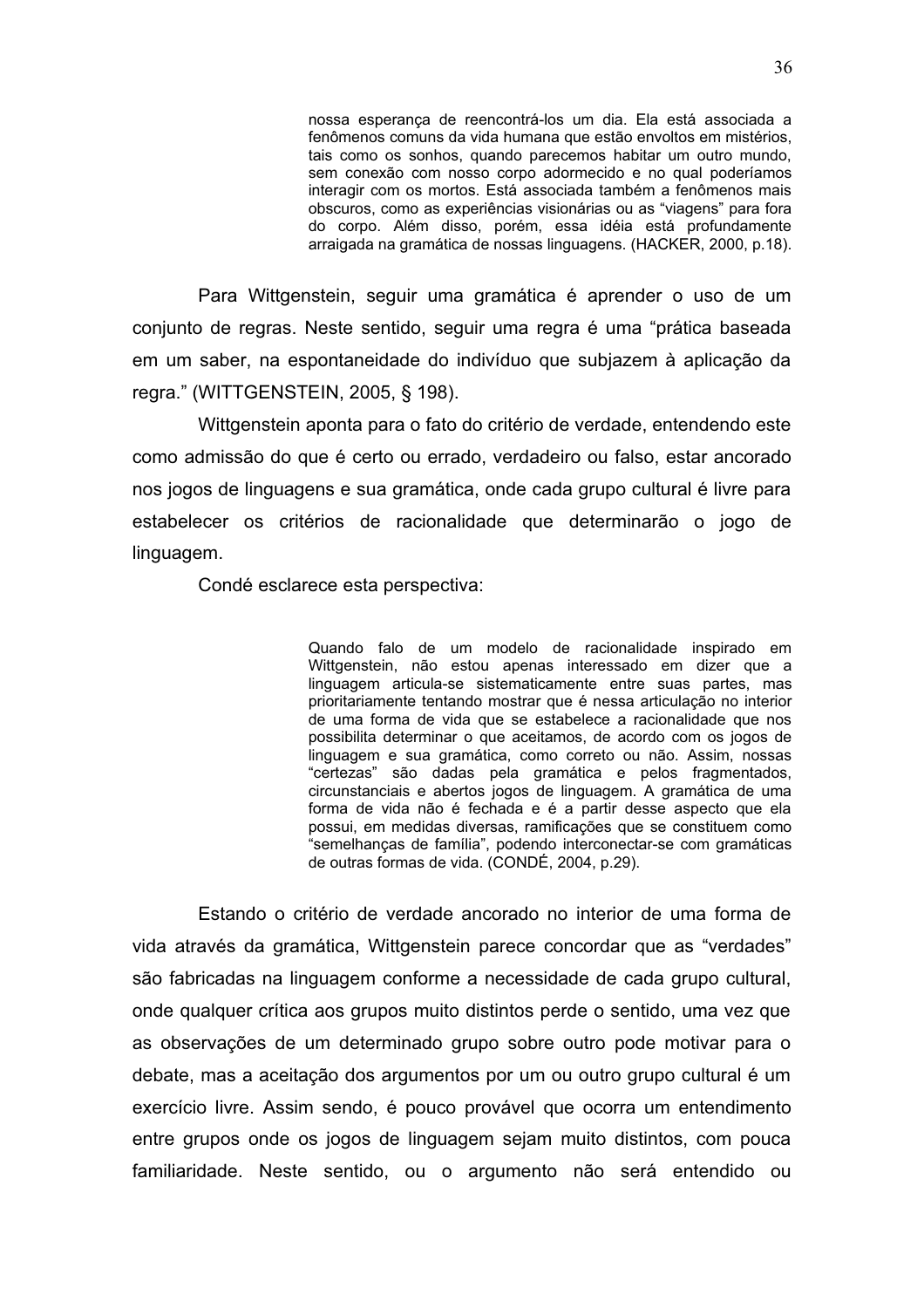> nossa esperança de reencontrá-los um dia. Ela está associada a fenômenos comuns da vida humana que estão envoltos em mistérios, tais como os sonhos, quando parecemos habitar um outro mundo, sem conexão com nosso corpo adormecido e no qual poderíamos interagir com os mortos. Está associada também a fenômenos mais obscuros, como as experiências visionárias ou as "viagens" para fora do corpo. Além disso, porém, essa idéia está profundamente arraigada na gramática de nossas linguagens. (HACKER, 2000, p.18).

Para Wittgenstein, seguir uma gramática é aprender o uso de um conjunto de regras. Neste sentido, seguir uma regra é uma "prática baseada em um saber, na espontaneidade do indivíduo que subjazem à aplicação da regra." (WITTGENSTEIN, 2005, § 198).

Wittgenstein aponta para o fato do critério de verdade, entendendo este como admissão do que é certo ou errado, verdadeiro ou falso, estar ancorado nos jogos de linguagens e sua gramática, onde cada grupo cultural é livre para estabelecer os critérios de racionalidade que determinarão o jogo de linguagem.

Condé esclarece esta perspectiva:

> Quando falo de um modelo de racionalidade inspirado em Wittgenstein, não estou apenas interessado em dizer que a linguagem articula-se sistematicamente entre suas partes, mas prioritariamente tentando mostrar que é nessa articulação no interior de uma forma de vida que se estabelece a racionalidade que nos possibilita determinar o que aceitamos, de acordo com os jogos de linguagem e sua gramática, como correto ou não. Assim, nossas "certezas" são dadas pela gramática e pelos fragmentados, circunstanciais e abertos jogos de linguagem. A gramática de uma forma de vida não é fechada e é a partir desse aspecto que ela possui, em medidas diversas, ramificações que se constituem como "semelhanças de família", podendo interconectar-se com gramáticas de outras formas de vida. (CONDÉ, 2004, p.29).

Estando o critério de verdade ancorado no interior de uma forma de vida através da gramática, Wittgenstein parece concordar que as "verdades" são fabricadas na linguagem conforme a necessidade de cada grupo cultural, onde qualquer crítica aos grupos muito distintos perde o sentido, uma vez que as observações de um determinado grupo sobre outro pode motivar para o debate, mas a aceitação dos argumentos por um ou outro grupo cultural é um exercício livre. Assim sendo, é pouco provável que ocorra um entendimento entre grupos onde os jogos de linguagem sejam muito distintos, com pouca familiaridade. Neste sentido, ou o argumento não será entendido ou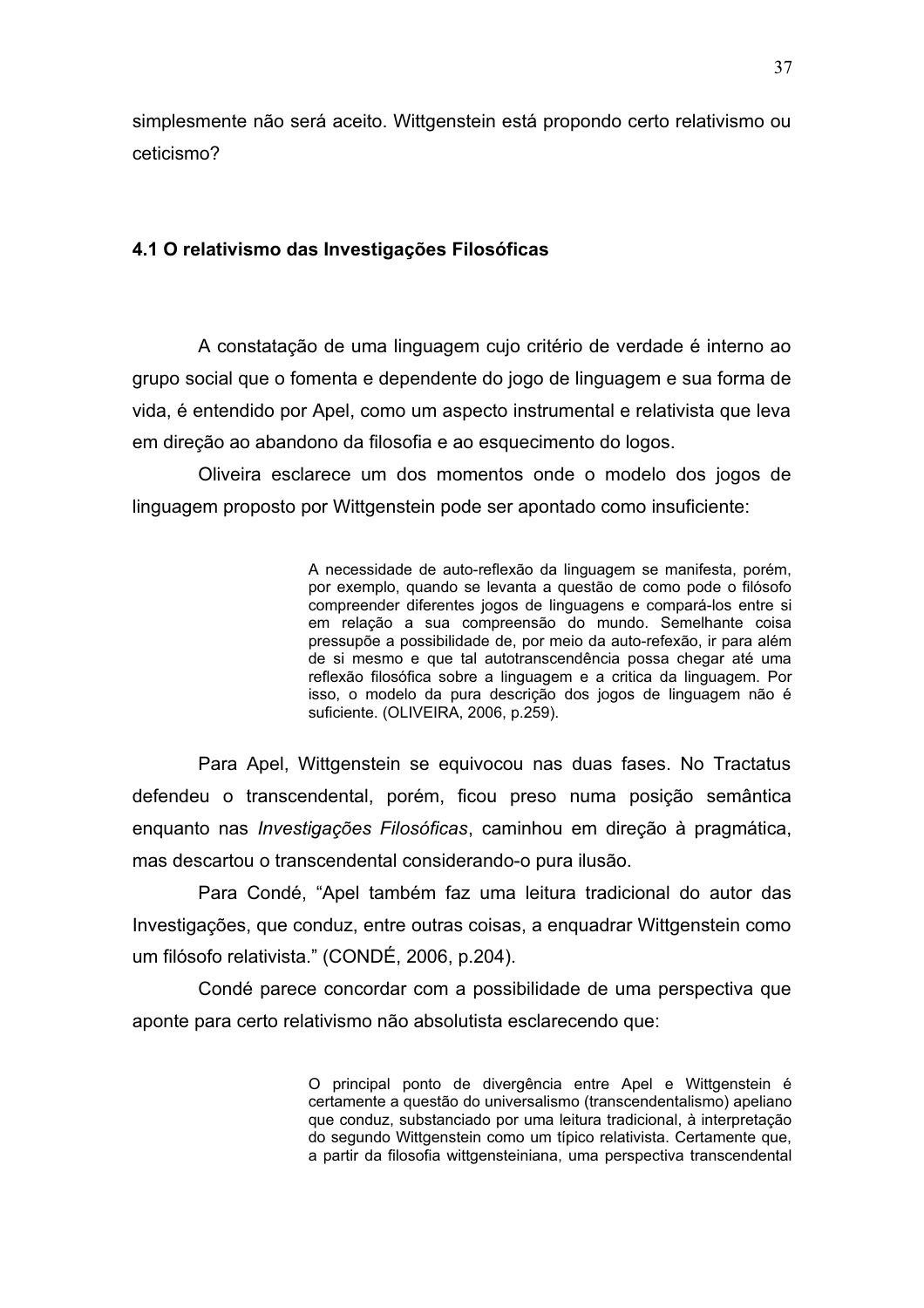simplesmente não será aceito. Wittgenstein está propondo certo relativismo ou ceticismo?

### 4.1 O relativismo das Investigações Filosóficas

A constatação de uma linguagem cujo critério de verdade é interno ao grupo social que o fomenta e dependente do jogo de linguagem e sua forma de vida, é entendido por Apel, como um aspecto instrumental e relativista que leva em direção ao abandono da filosofia e ao esquecimento do logos.

Oliveira esclarece um dos momentos onde o modelo dos jogos de linguagem proposto por Wittgenstein pode ser apontado como insuficiente:

> A necessidade de auto-reflexão da linguagem se manifesta, porém, por exemplo, quando se levanta a questão de como pode o filósofo compreender diferentes jogos de linguagens e compará-los entre si em relação a sua compreensão do mundo. Semelhante coisa pressupõe a possibilidade de, por meio da auto-refexão, ir para além de si mesmo e que tal autotranscendência possa chegar até uma reflexão filosófica sobre a linguagem e a critica da linguagem. Por isso, o modelo da pura descrição dos jogos de linguagem não é suficiente. (OLIVEIRA, 2006, p.259).

Para Apel, Wittgenstein se equivocou nas duas fases. No Tractatus defendeu o transcendental, porém, ficou preso numa posição semântica enquanto nas *Investigações Filosóficas*, caminhou em direção à pragmática, mas descartou o transcendental considerando-o pura ilusão.

Para Condé, "Apel também faz uma leitura tradicional do autor das Investigações, que conduz, entre outras coisas, a enquadrar Wittgenstein como um filósofo relativista." (CONDÉ, 2006, p.204).

Condé parece concordar com a possibilidade de uma perspectiva que aponte para certo relativismo não absolutista esclarecendo que:

> O principal ponto de divergência entre Apel e Wittgenstein é certamente a questão do universalismo (transcendentalismo) apeliano que conduz, substanciado por uma leitura tradicional, à interpretação do segundo Wittgenstein como um típico relativista. Certamente que, a partir da filosofia wittgensteiniana, uma perspectiva transcendental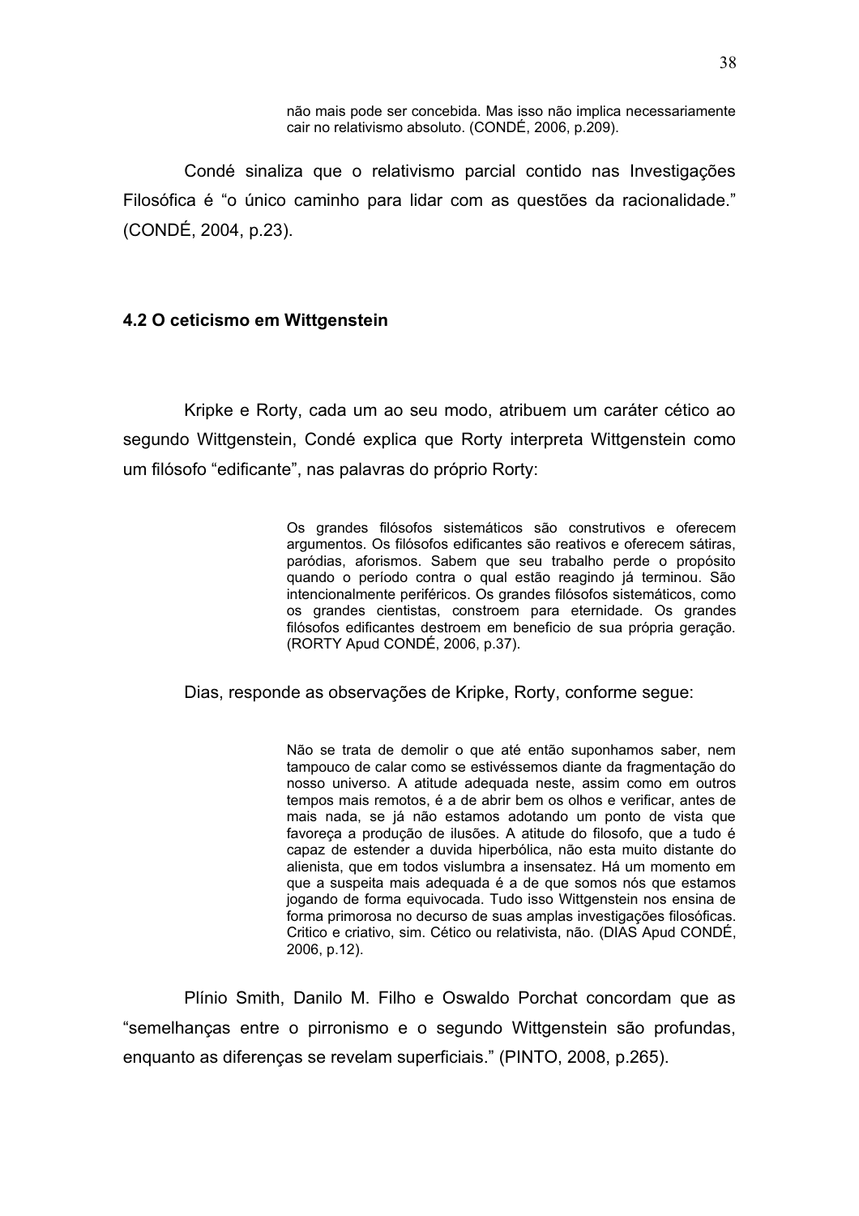> não mais pode ser concebida. Mas isso não implica necessariamente cair no relativismo absoluto. (CONDÉ, 2006, p.209).

Condé sinaliza que o relativismo parcial contido nas Investigações Filosófica é "o único caminho para lidar com as questões da racionalidade." (CONDÉ, 2004, p.23).

### 4.2 O ceticismo em Wittgenstein

Kripke e Rorty, cada um ao seu modo, atribuem um caráter cético ao segundo Wittgenstein, Condé explica que Rorty interpreta Wittgenstein como um filósofo "edificante", nas palavras do próprio Rorty:

> Os grandes filósofos sistemáticos são construtivos e oferecem argumentos. Os filósofos edificantes são reativos e oferecem sátiras, paródias, aforismos. Sabem que seu trabalho perde o propósito quando o período contra o qual estão reagindo já terminou. São intencionalmente periféricos. Os grandes filósofos sistemáticos, como os grandes cientistas, constroem para eternidade. Os grandes filósofos edificantes destroem em beneficio de sua própria geração. (RORTY Apud CONDÉ, 2006, p.37).

Dias, responde as observações de Kripke, Rorty, conforme segue:

> Não se trata de demolir o que até então suponhamos saber, nem tampouco de calar como se estivéssemos diante da fragmentação do nosso universo. A atitude adequada neste, assim como em outros tempos mais remotos, é a de abrir bem os olhos e verificar, antes de mais nada, se já não estamos adotando um ponto de vista que favoreça a produção de ilusões. A atitude do filosofo, que a tudo é capaz de estender a duvida hiperbólica, não esta muito distante do alienista, que em todos vislumbra a insensatez. Há um momento em que a suspeita mais adequada é a de que somos nós que estamos jogando de forma equivocada. Tudo isso Wittgenstein nos ensina de forma primorosa no decurso de suas amplas investigações filosóficas. Critico e criativo, sim. Cético ou relativista, não. (DIAS Apud CONDÉ, 2006, p.12).

Plínio Smith, Danilo M. Filho e Oswaldo Porchat concordam que as "semelhanças entre o pirronismo e o segundo Wittgenstein são profundas, enquanto as diferenças se revelam superficiais." (PINTO, 2008, p.265).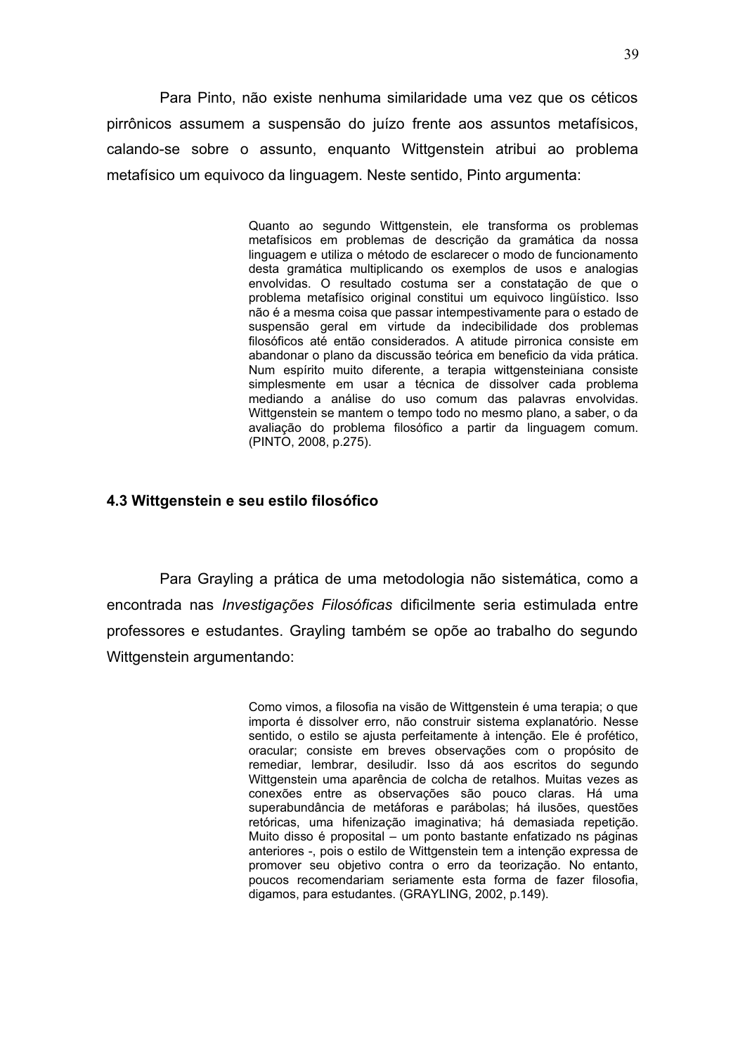Para Pinto, não existe nenhuma similaridade uma vez que os céticos pirrônicos assumem a suspensão do juízo frente aos assuntos metafísicos, calando-se sobre o assunto, enquanto Wittgenstein atribui ao problema metafísico um equivoco da linguagem. Neste sentido, Pinto argumenta:

> Quanto ao segundo Wittgenstein, ele transforma os problemas metafísicos em problemas de descrição da gramática da nossa linguagem e utiliza o método de esclarecer o modo de funcionamento desta gramática multiplicando os exemplos de usos e analogias envolvidas. O resultado costuma ser a constatação de que o problema metafísico original constitui um equivoco lingüístico. Isso não é a mesma coisa que passar intempestivamente para o estado de suspensão geral em virtude da indecibilidade dos problemas filosóficos até então considerados. A atitude pirronica consiste em abandonar o plano da discussão teórica em beneficio da vida prática. Num espírito muito diferente, a terapia wittgensteiniana consiste simplesmente em usar a técnica de dissolver cada problema mediando a análise do uso comum das palavras envolvidas. Wittgenstein se mantem o tempo todo no mesmo plano, a saber, o da avaliação do problema filosófico a partir da linguagem comum. (PINTO, 2008, p.275).

### 4.3 Wittgenstein e seu estilo filosófico

Para Grayling a prática de uma metodologia não sistemática, como a encontrada nas *Investigações Filosóficas* dificilmente seria estimulada entre professores e estudantes. Grayling também se opõe ao trabalho do segundo Wittgenstein argumentando:

> Como vimos, a filosofia na visão de Wittgenstein é uma terapia; o que importa é dissolver erro, não construir sistema explanatório. Nesse sentido, o estilo se ajusta perfeitamente à intenção. Ele é profético, oracular; consiste em breves observações com o propósito de remediar, lembrar, desiludir. Isso dá aos escritos do segundo Wittgenstein uma aparência de colcha de retalhos. Muitas vezes as conexões entre as observações são pouco claras. Há uma superabundância de metáforas e parábolas; há ilusões, questões retóricas, uma hifenização imaginativa; há demasiada repetição. Muito disso é proposital – um ponto bastante enfatizado ns páginas anteriores -, pois o estilo de Wittgenstein tem a intenção expressa de promover seu objetivo contra o erro da teorização. No entanto, poucos recomendariam seriamente esta forma de fazer filosofia, digamos, para estudantes. (GRAYLING, 2002, p.149).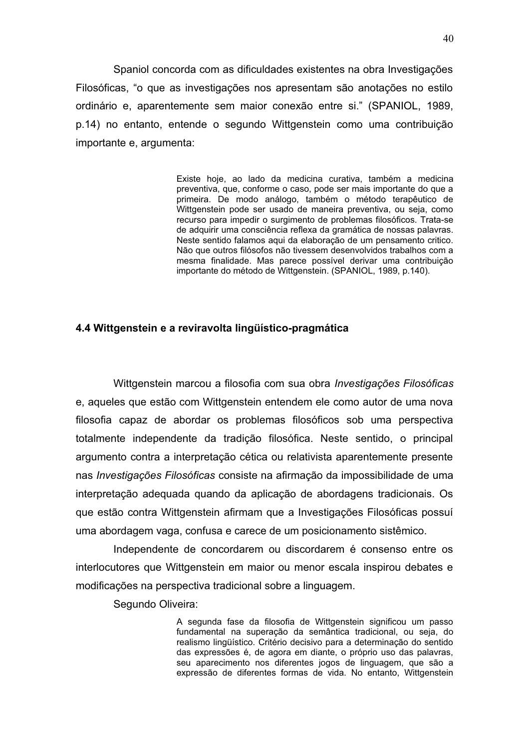Spaniol concorda com as dificuldades existentes na obra Investigações Filosóficas, “o que as investigações nos apresentam são anotações no estilo ordinário e, aparentemente sem maior conexão entre si.” (SPANIOL, 1989, p.14) no entanto, entende o segundo Wittgenstein como uma contribuição importante e, argumenta:

> Existe hoje, ao lado da medicina curativa, também a medicina preventiva, que, conforme o caso, pode ser mais importante do que a primeira. De modo análogo, também o método terapêutico de Wittgenstein pode ser usado de maneira preventiva, ou seja, como recurso para impedir o surgimento de problemas filosóficos. Trata-se de adquirir uma consciência reflexa da gramática de nossas palavras. Neste sentido falamos aqui da elaboração de um pensamento critico. Não que outros filósofos não tivessem desenvolvidos trabalhos com a mesma finalidade. Mas parece possível derivar uma contribuição importante do método de Wittgenstein. (SPANIOL, 1989, p.140).

### 4.4 Wittgenstein e a reviravolta lingüístico-pragmática

Wittgenstein marcou a filosofia com sua obra *Investigações Filosóficas* e, aqueles que estão com Wittgenstein entendem ele como autor de uma nova filosofia capaz de abordar os problemas filosóficos sob uma perspectiva totalmente independente da tradição filosófica. Neste sentido, o principal argumento contra a interpretação cética ou relativista aparentemente presente nas *Investigações Filosóficas* consiste na afirmação da impossibilidade de uma interpretação adequada quando da aplicação de abordagens tradicionais. Os que estão contra Wittgenstein afirmam que a Investigações Filosóficas possuí uma abordagem vaga, confusa e carece de um posicionamento sistêmico.

Independente de concordarem ou discordarem é consenso entre os interlocutores que Wittgenstein em maior ou menor escala inspirou debates e modificações na perspectiva tradicional sobre a linguagem.

Segundo Oliveira:

> A segunda fase da filosofia de Wittgenstein significou um passo fundamental na superação da semântica tradicional, ou seja, do realismo lingüístico. Critério decisivo para a determinação do sentido das expressões é, de agora em diante, o próprio uso das palavras, seu aparecimento nos diferentes jogos de linguagem, que são a expressão de diferentes formas de vida. No entanto, Wittgenstein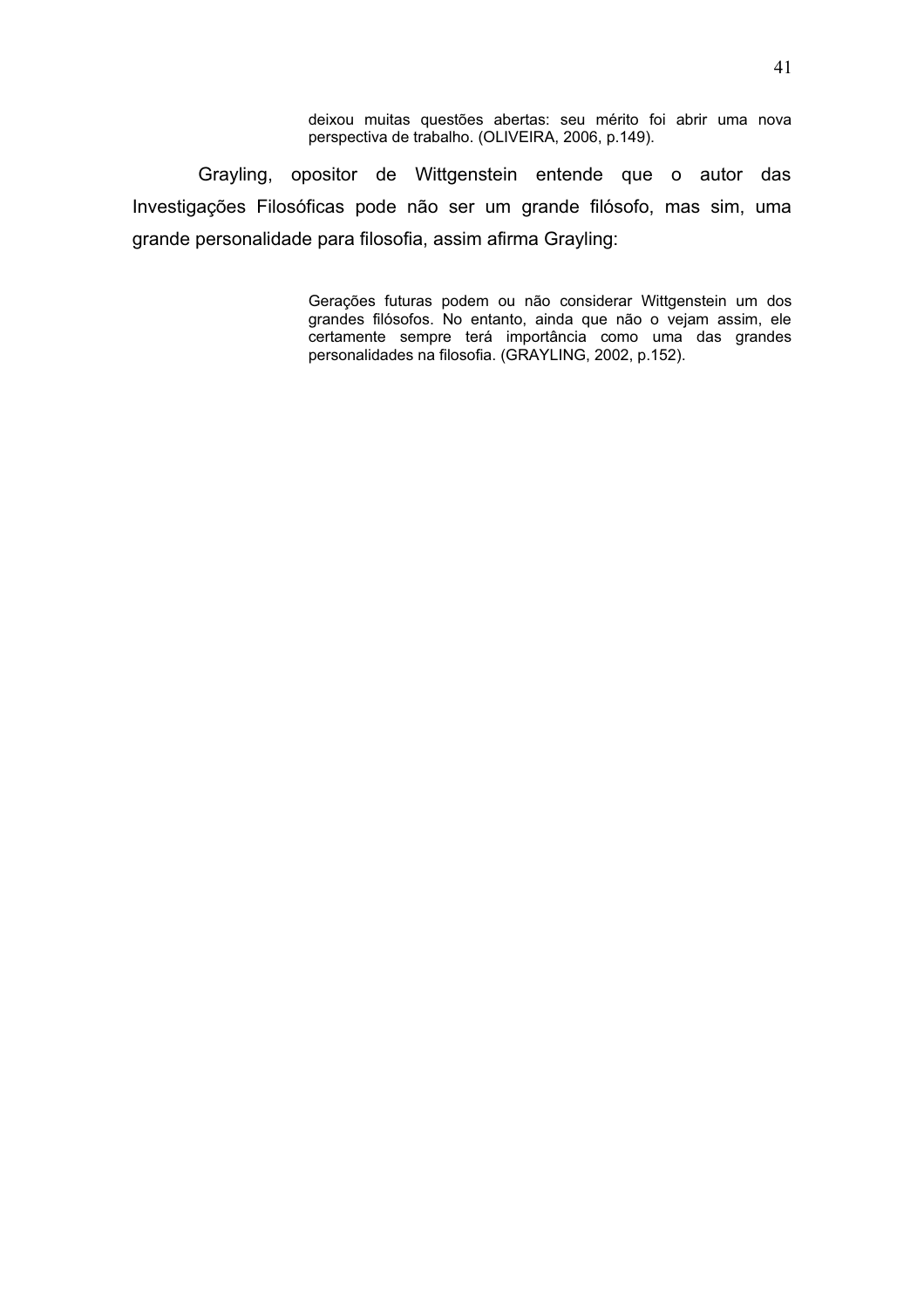> deixou muitas questões abertas: seu mérito foi abrir uma nova perspectiva de trabalho. (OLIVEIRA, 2006, p.149).

Grayling, opositor de Wittgenstein entende que o autor das Investigações Filosóficas pode não ser um grande filósofo, mas sim, uma grande personalidade para filosofia, assim afirma Grayling:

> Gerações futuras podem ou não considerar Wittgenstein um dos grandes filósofos. No entanto, ainda que não o vejam assim, ele certamente sempre terá importância como uma das grandes personalidades na filosofia. (GRAYLING, 2002, p.152).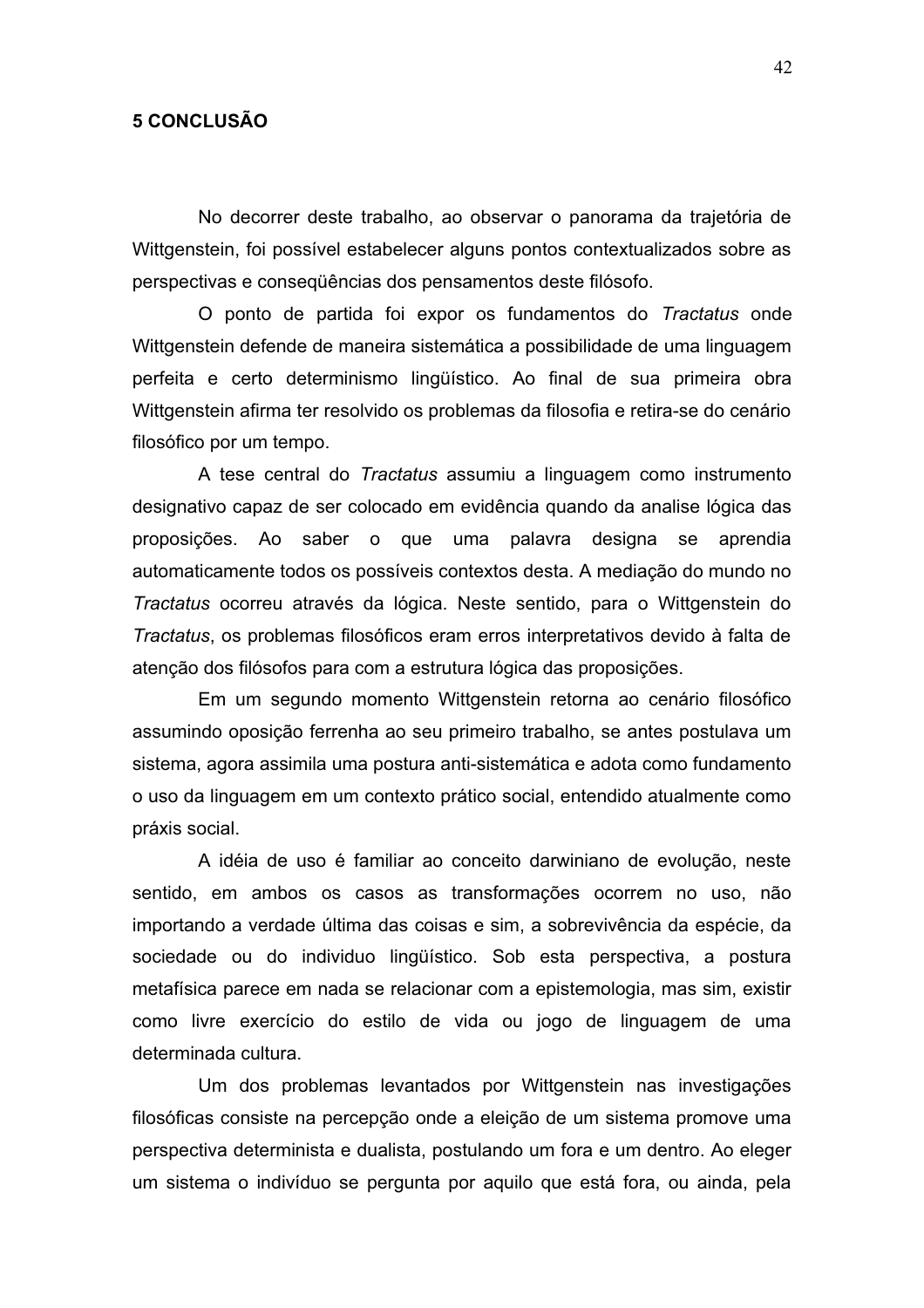## 5 CONCLUSÃO

No decorrer deste trabalho, ao observar o panorama da trajetória de Wittgenstein, foi possível estabelecer alguns pontos contextualizados sobre as perspectivas e conseqüências dos pensamentos deste filósofo.

O ponto de partida foi expor os fundamentos do *Tractatus* onde Wittgenstein defende de maneira sistemática a possibilidade de uma linguagem perfeita e certo determinismo lingüístico. Ao final de sua primeira obra Wittgenstein afirma ter resolvido os problemas da filosofia e retira-se do cenário filosófico por um tempo.

A tese central do *Tractatus* assumiu a linguagem como instrumento designativo capaz de ser colocado em evidência quando da analise lógica das proposições. Ao saber o que uma palavra designa se aprendia automaticamente todos os possíveis contextos desta. A mediação do mundo no *Tractatus* ocorreu através da lógica. Neste sentido, para o Wittgenstein do *Tractatus*, os problemas filosóficos eram erros interpretativos devido à falta de atenção dos filósofos para com a estrutura lógica das proposições.

Em um segundo momento Wittgenstein retorna ao cenário filosófico assumindo oposição ferrenha ao seu primeiro trabalho, se antes postulava um sistema, agora assimila uma postura anti-sistemática e adota como fundamento o uso da linguagem em um contexto prático social, entendido atualmente como práxis social.

A idéia de uso é familiar ao conceito darwiniano de evolução, neste sentido, em ambos os casos as transformações ocorrem no uso, não importando a verdade última das coisas e sim, a sobrevivência da espécie, da sociedade ou do individuo lingüístico. Sob esta perspectiva, a postura metafísica parece em nada se relacionar com a epistemologia, mas sim, existir como livre exercício do estilo de vida ou jogo de linguagem de uma determinada cultura.

Um dos problemas levantados por Wittgenstein nas investigações filosóficas consiste na percepção onde a eleição de um sistema promove uma perspectiva determinista e dualista, postulando um fora e um dentro. Ao eleger um sistema o indivíduo se pergunta por aquilo que está fora, ou ainda, pela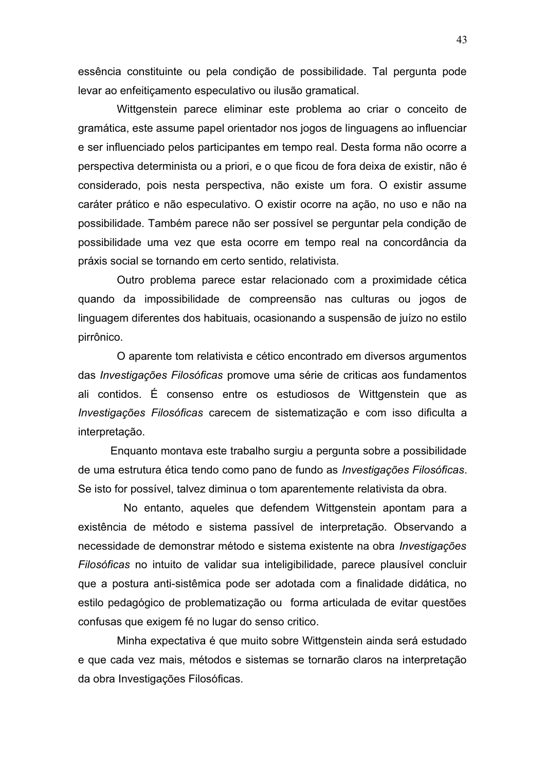essência constituinte ou pela condição de possibilidade. Tal pergunta pode levar ao enfeitiçamento especulativo ou ilusão gramatical.

Wittgenstein parece eliminar este problema ao criar o conceito de gramática, este assume papel orientador nos jogos de linguagens ao influenciar e ser influenciado pelos participantes em tempo real. Desta forma não ocorre a perspectiva determinista ou a priori, e o que ficou de fora deixa de existir, não é considerado, pois nesta perspectiva, não existe um fora. O existir assume caráter prático e não especulativo. O existir ocorre na ação, no uso e não na possibilidade. Também parece não ser possível se perguntar pela condição de possibilidade uma vez que esta ocorre em tempo real na concordância da práxis social se tornando em certo sentido, relativista.

Outro problema parece estar relacionado com a proximidade cética quando da impossibilidade de compreensão nas culturas ou jogos de linguagem diferentes dos habituais, ocasionando a suspensão de juízo no estilo pirrônico.

O aparente tom relativista e cético encontrado em diversos argumentos das *Investigações Filosóficas* promove uma série de criticas aos fundamentos ali contidos. É consenso entre os estudiosos de Wittgenstein que as *Investigações Filosóficas* carecem de sistematização e com isso dificulta a interpretação.

Enquanto montava este trabalho surgiu a pergunta sobre a possibilidade de uma estrutura ética tendo como pano de fundo as *Investigações Filosóficas*. Se isto for possível, talvez diminua o tom aparentemente relativista da obra.

No entanto, aqueles que defendem Wittgenstein apontam para a existência de método e sistema passível de interpretação. Observando a necessidade de demonstrar método e sistema existente na obra *Investigações Filosóficas* no intuito de validar sua inteligibilidade, parece plausível concluir que a postura anti-sistêmica pode ser adotada com a finalidade didática, no estilo pedagógico de problematização ou forma articulada de evitar questões confusas que exigem fé no lugar do senso critico.

Minha expectativa é que muito sobre Wittgenstein ainda será estudado e que cada vez mais, métodos e sistemas se tornarão claros na interpretação da obra Investigações Filosóficas.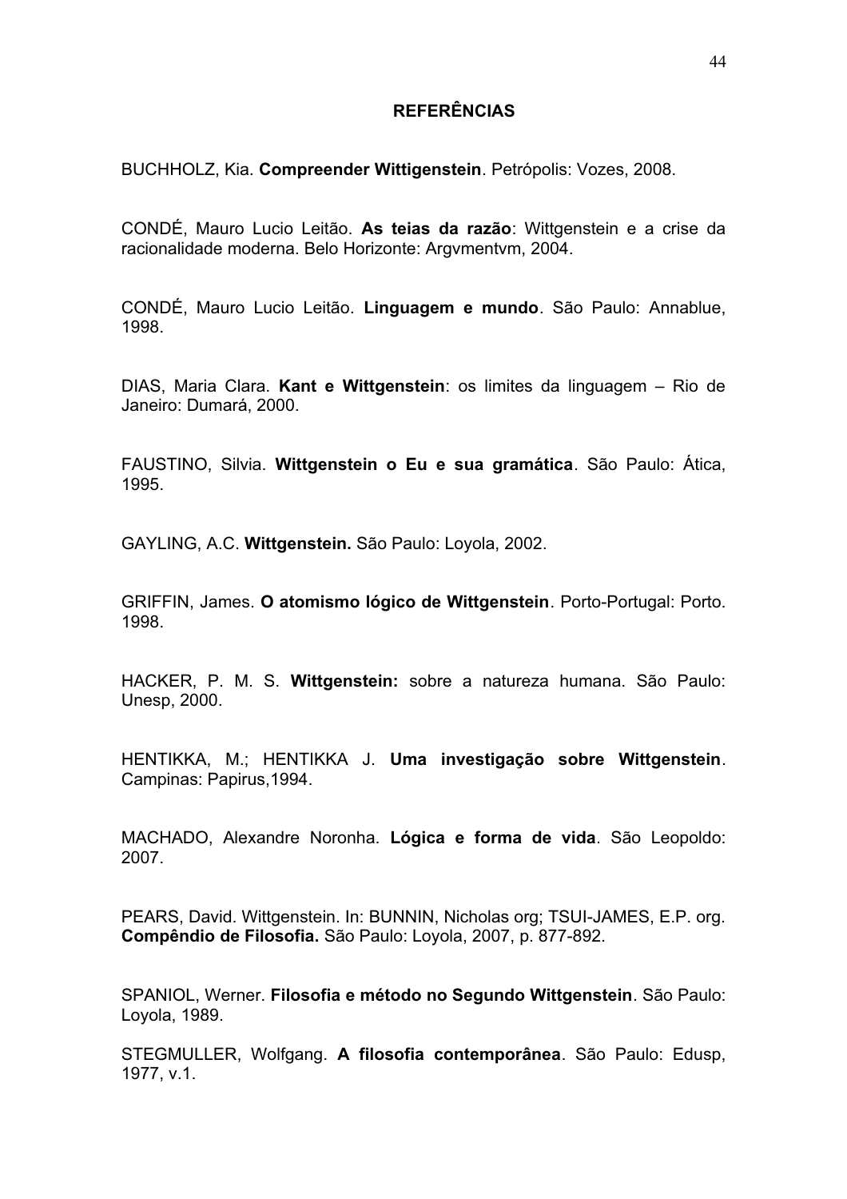## REFERÊNCIAS

BUCHHOLZ, Kia. **Compreender Wittigenstein**. Petrópolis: Vozes, 2008.

CONDÉ, Mauro Lucio Leitão. **As teias da razão**: Wittgenstein e a crise da racionalidade moderna. Belo Horizonte: Argvmentvm, 2004.

CONDÉ, Mauro Lucio Leitão. **Linguagem e mundo**. São Paulo: Annablue, 1998.

DIAS, Maria Clara. **Kant e Wittgenstein**: os limites da linguagem – Rio de Janeiro: Dumará, 2000.

FAUSTINO, Silvia. **Wittgenstein o Eu e sua gramática**. São Paulo: Ática, 1995.

GAYLING, A.C. **Wittgenstein.** São Paulo: Loyola, 2002.

GRIFFIN, James. **O atomismo lógico de Wittgenstein**. Porto-Portugal: Porto. 1998.

HACKER, P. M. S. **Wittgenstein:** sobre a natureza humana. São Paulo: Unesp, 2000.

HENTIKKA, M.; HENTIKKA J. **Uma investigação sobre Wittgenstein**. Campinas: Papirus,1994.

MACHADO, Alexandre Noronha. **Lógica e forma de vida**. São Leopoldo: 2007.

PEARS, David. Wittgenstein. In: BUNNIN, Nicholas org; TSUI-JAMES, E.P. org. **Compêndio de Filosofia.** São Paulo: Loyola, 2007, p. 877-892.

SPANIOL, Werner. **Filosofia e método no Segundo Wittgenstein**. São Paulo: Loyola, 1989.

STEGMULLER, Wolfgang. **A filosofia contemporânea**. São Paulo: Edusp, 1977, v.1.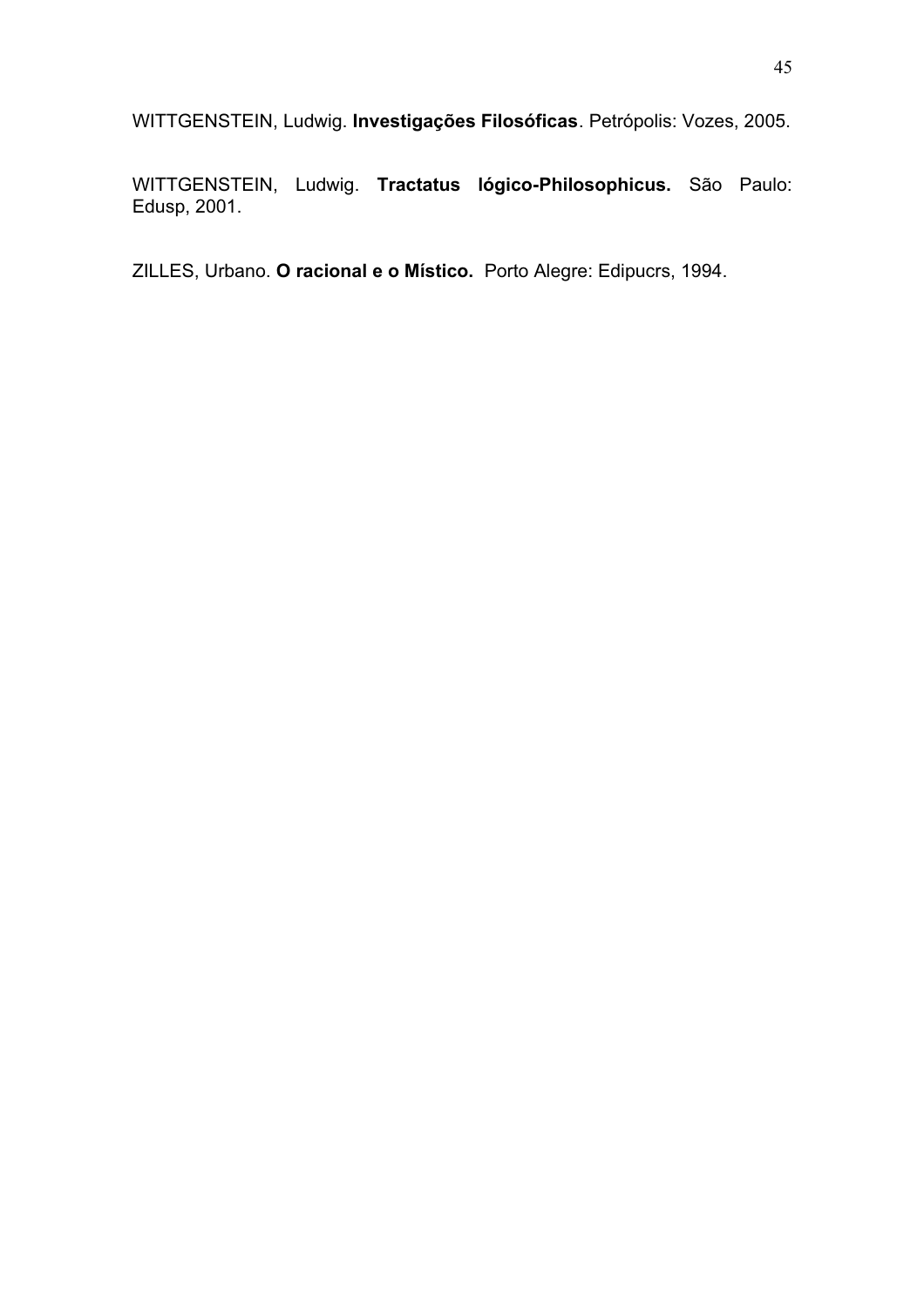WITTGENSTEIN, Ludwig. **Investigações Filosóficas**. Petrópolis: Vozes, 2005.

WITTGENSTEIN, Ludwig. **Tractatus lógico-Philosophicus.** São Paulo: Edusp, 2001.

ZILLES, Urbano. **O racional e o Místico.** Porto Alegre: Edipucrs, 1994.